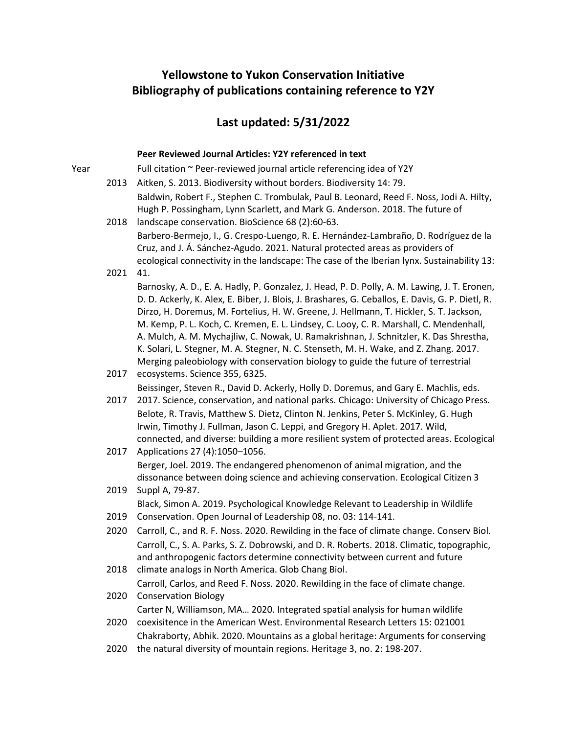# Yellowstone to Yukon Conservation Initiative
# Bibliography of publications containing reference to Y2Y

## Last updated: 5/31/2022

### Peer Reviewed Journal Articles: Y2Y referenced in text

| Year | Full citation ~ Peer-reviewed journal article referencing idea of Y2Y |
|---|---|
| 2013 | Aitken, S. 2013. Biodiversity without borders. Biodiversity 14: 79. |
| 2018 | Baldwin, Robert F., Stephen C. Trombulak, Paul B. Leonard, Reed F. Noss, Jodi A. Hilty, Hugh P. Possingham, Lynn Scarlett, and Mark G. Anderson. 2018. The future of landscape conservation. BioScience 68 (2):60-63. |
| 2021 | Barbero-Bermejo, I., G. Crespo-Luengo, R. E. Hernández-Lambraño, D. Rodríguez de la Cruz, and J. Á. Sánchez-Agudo. 2021. Natural protected areas as providers of ecological connectivity in the landscape: The case of the Iberian lynx. Sustainability 13: 41. |
| 2017 | Barnosky, A. D., E. A. Hadly, P. Gonzalez, J. Head, P. D. Polly, A. M. Lawing, J. T. Eronen, D. D. Ackerly, K. Alex, E. Biber, J. Blois, J. Brashares, G. Ceballos, E. Davis, G. P. Dietl, R. Dirzo, H. Doremus, M. Fortelius, H. W. Greene, J. Hellmann, T. Hickler, S. T. Jackson, M. Kemp, P. L. Koch, C. Kremen, E. L. Lindsey, C. Looy, C. R. Marshall, C. Mendenhall, A. Mulch, A. M. Mychajliw, C. Nowak, U. Ramakrishnan, J. Schnitzler, K. Das Shrestha, K. Solari, L. Stegner, M. A. Stegner, N. C. Stenseth, M. H. Wake, and Z. Zhang. 2017. Merging paleobiology with conservation biology to guide the future of terrestrial ecosystems. Science 355, 6325. |
| 2017 | Beissinger, Steven R., David D. Ackerly, Holly D. Doremus, and Gary E. Machlis, eds. 2017. Science, conservation, and national parks. Chicago: University of Chicago Press. |
| 2017 | Belote, R. Travis, Matthew S. Dietz, Clinton N. Jenkins, Peter S. McKinley, G. Hugh Irwin, Timothy J. Fullman, Jason C. Leppi, and Gregory H. Aplet. 2017. Wild, connected, and diverse: building a more resilient system of protected areas. Ecological Applications 27 (4):1050–1056. |
| 2019 | Berger, Joel. 2019. The endangered phenomenon of animal migration, and the dissonance between doing science and achieving conservation. Ecological Citizen 3 Suppl A, 79-87. |
| 2019 | Black, Simon A. 2019. Psychological Knowledge Relevant to Leadership in Wildlife Conservation. Open Journal of Leadership 08, no. 03: 114-141. |
| 2020 | Carroll, C., and R. F. Noss. 2020. Rewilding in the face of climate change. Conserv Biol. |
| 2018 | Carroll, C., S. A. Parks, S. Z. Dobrowski, and D. R. Roberts. 2018. Climatic, topographic, and anthropogenic factors determine connectivity between current and future climate analogs in North America. Glob Chang Biol. |
| 2020 | Carroll, Carlos, and Reed F. Noss. 2020. Rewilding in the face of climate change. Conservation Biology |
| 2020 | Carter N, Williamson, MA… 2020. Integrated spatial analysis for human wildlife coexisitence in the American West. Environmental Research Letters 15: 021001 |
| 2020 | Chakraborty, Abhik. 2020. Mountains as a global heritage: Arguments for conserving the natural diversity of mountain regions. Heritage 3, no. 2: 198-207. |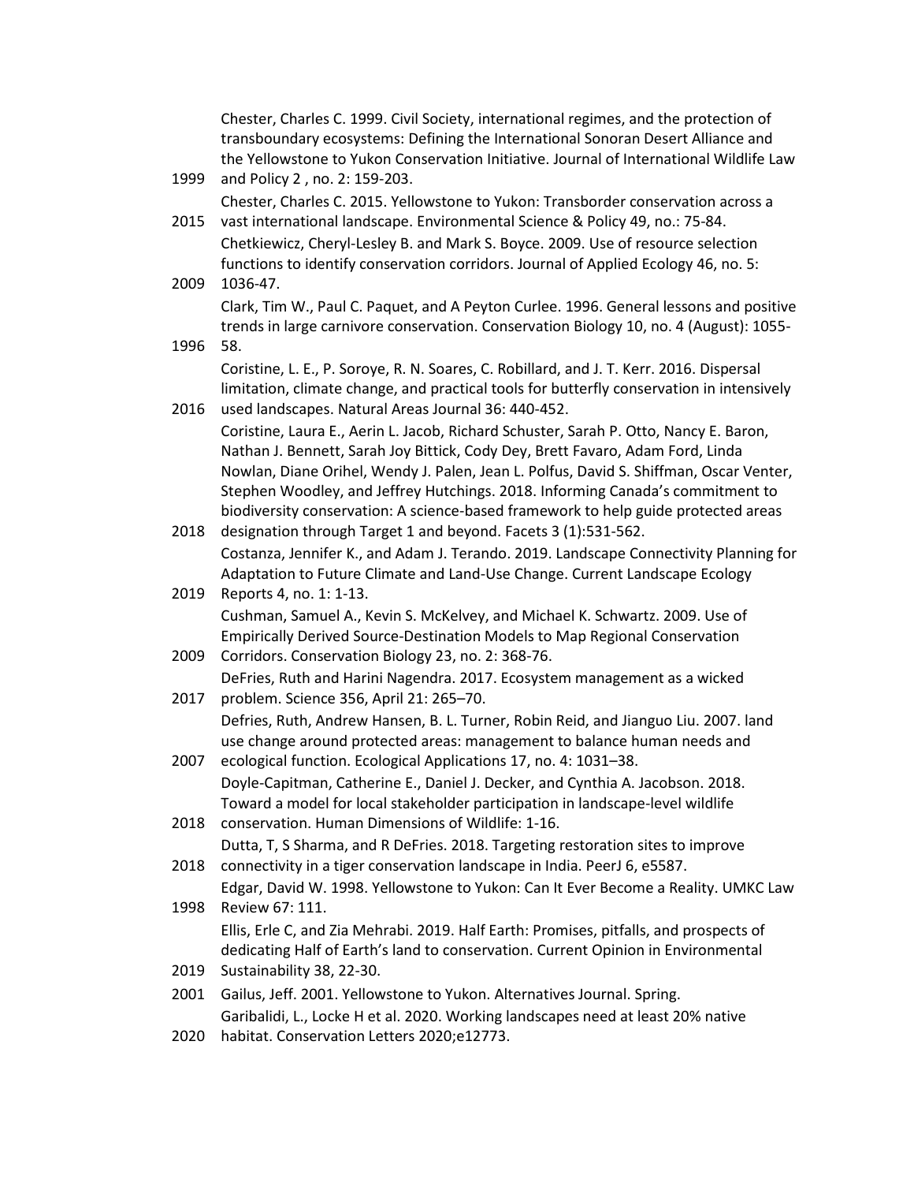1999 Chester, Charles C. 1999. Civil Society, international regimes, and the protection of transboundary ecosystems: Defining the International Sonoran Desert Alliance and the Yellowstone to Yukon Conservation Initiative. Journal of International Wildlife Law and Policy 2 , no. 2: 159-203.

2015 Chester, Charles C. 2015. Yellowstone to Yukon: Transborder conservation across a vast international landscape. Environmental Science & Policy 49, no.: 75-84.

2009 Chetkiewicz, Cheryl-Lesley B. and Mark S. Boyce. 2009. Use of resource selection functions to identify conservation corridors. Journal of Applied Ecology 46, no. 5: 1036-47.

1996 Clark, Tim W., Paul C. Paquet, and A Peyton Curlee. 1996. General lessons and positive trends in large carnivore conservation. Conservation Biology 10, no. 4 (August): 1055-58.

2016 Coristine, L. E., P. Soroye, R. N. Soares, C. Robillard, and J. T. Kerr. 2016. Dispersal limitation, climate change, and practical tools for butterfly conservation in intensively used landscapes. Natural Areas Journal 36: 440-452.

2018 Coristine, Laura E., Aerin L. Jacob, Richard Schuster, Sarah P. Otto, Nancy E. Baron, Nathan J. Bennett, Sarah Joy Bittick, Cody Dey, Brett Favaro, Adam Ford, Linda Nowlan, Diane Orihel, Wendy J. Palen, Jean L. Polfus, David S. Shiffman, Oscar Venter, Stephen Woodley, and Jeffrey Hutchings. 2018. Informing Canada's commitment to biodiversity conservation: A science-based framework to help guide protected areas designation through Target 1 and beyond. Facets 3 (1):531-562.

2019 Costanza, Jennifer K., and Adam J. Terando. 2019. Landscape Connectivity Planning for Adaptation to Future Climate and Land-Use Change. Current Landscape Ecology Reports 4, no. 1: 1-13.

2009 Cushman, Samuel A., Kevin S. McKelvey, and Michael K. Schwartz. 2009. Use of Empirically Derived Source-Destination Models to Map Regional Conservation Corridors. Conservation Biology 23, no. 2: 368-76.

2017 DeFries, Ruth and Harini Nagendra. 2017. Ecosystem management as a wicked problem. Science 356, April 21: 265–70.

2007 Defries, Ruth, Andrew Hansen, B. L. Turner, Robin Reid, and Jianguo Liu. 2007. land use change around protected areas: management to balance human needs and ecological function. Ecological Applications 17, no. 4: 1031–38.

2018 Doyle-Capitman, Catherine E., Daniel J. Decker, and Cynthia A. Jacobson. 2018. Toward a model for local stakeholder participation in landscape-level wildlife conservation. Human Dimensions of Wildlife: 1-16.

2018 Dutta, T, S Sharma, and R DeFries. 2018. Targeting restoration sites to improve connectivity in a tiger conservation landscape in India. PeerJ 6, e5587.

1998 Edgar, David W. 1998. Yellowstone to Yukon: Can It Ever Become a Reality. UMKC Law Review 67: 111.

2019 Ellis, Erle C, and Zia Mehrabi. 2019. Half Earth: Promises, pitfalls, and prospects of dedicating Half of Earth's land to conservation. Current Opinion in Environmental Sustainability 38, 22-30.

2001 Gailus, Jeff. 2001. Yellowstone to Yukon. Alternatives Journal. Spring.

2020 Garibalidi, L., Locke H et al. 2020. Working landscapes need at least 20% native habitat. Conservation Letters 2020;e12773.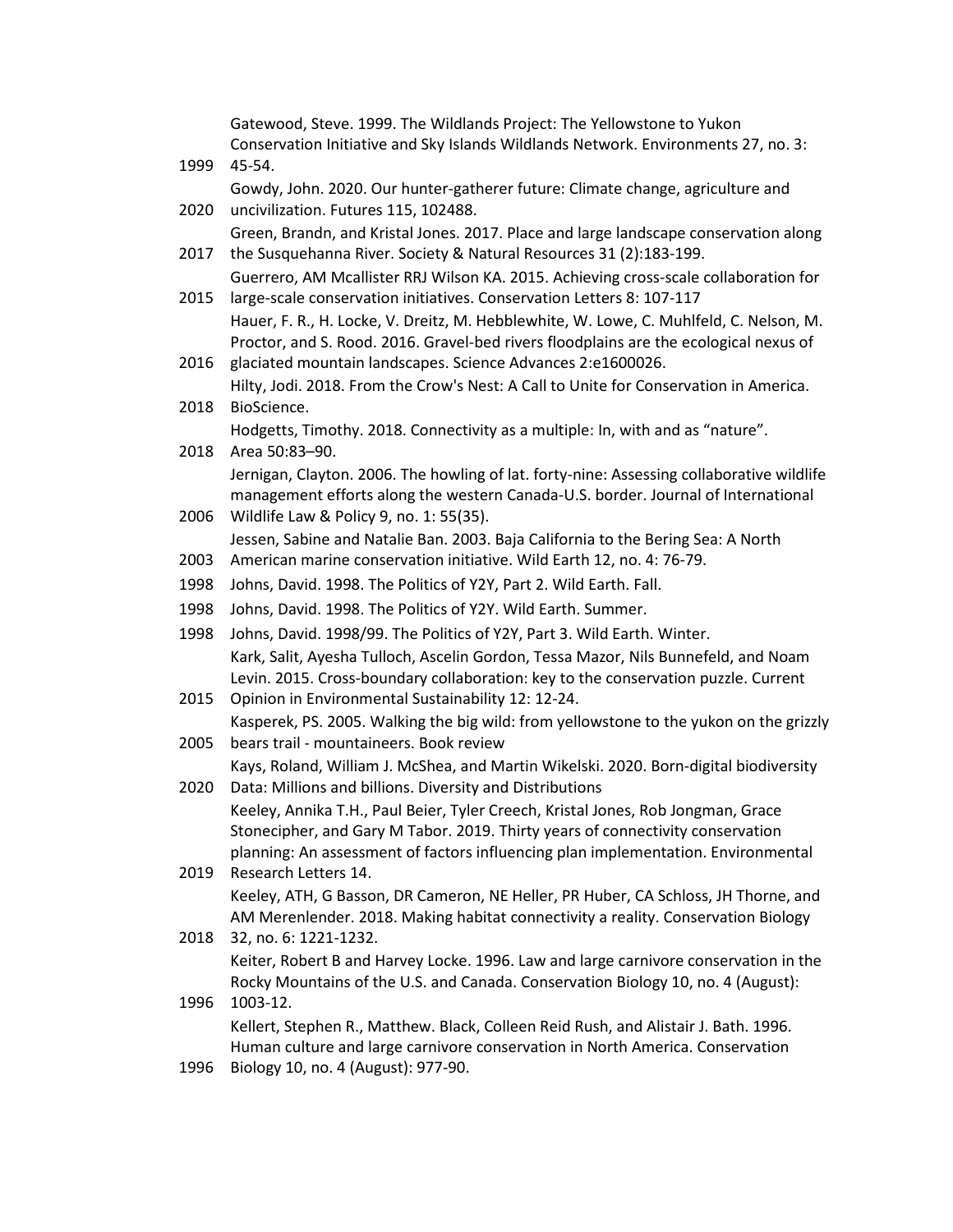| | |
|---|---|
| 1999 | Gatewood, Steve. 1999. The Wildlands Project: The Yellowstone to Yukon Conservation Initiative and Sky Islands Wildlands Network. Environments 27, no. 3: 45-54. |
| 2020 | Gowdy, John. 2020. Our hunter-gatherer future: Climate change, agriculture and uncivilization. Futures 115, 102488. |
| 2017 | Green, Brandn, and Kristal Jones. 2017. Place and large landscape conservation along the Susquehanna River. Society & Natural Resources 31 (2):183-199. |
| 2015 | Guerrero, AM Mcallister RRJ Wilson KA. 2015. Achieving cross-scale collaboration for large-scale conservation initiatives. Conservation Letters 8: 107-117 |
| 2016 | Hauer, F. R., H. Locke, V. Dreitz, M. Hebblewhite, W. Lowe, C. Muhlfeld, C. Nelson, M. Proctor, and S. Rood. 2016. Gravel-bed rivers floodplains are the ecological nexus of glaciated mountain landscapes. Science Advances 2:e1600026. |
| 2018 | Hilty, Jodi. 2018. From the Crow's Nest: A Call to Unite for Conservation in America. BioScience. |
| 2018 | Hodgetts, Timothy. 2018. Connectivity as a multiple: In, with and as "nature". Area 50:83–90. |
| 2006 | Jernigan, Clayton. 2006. The howling of lat. forty-nine: Assessing collaborative wildlife management efforts along the western Canada-U.S. border. Journal of International Wildlife Law & Policy 9, no. 1: 55(35). |
| 2003 | Jessen, Sabine and Natalie Ban. 2003. Baja California to the Bering Sea: A North American marine conservation initiative. Wild Earth 12, no. 4: 76-79. |
| 1998 | Johns, David. 1998. The Politics of Y2Y, Part 2. Wild Earth. Fall. |
| 1998 | Johns, David. 1998. The Politics of Y2Y. Wild Earth. Summer. |
| 1998 | Johns, David. 1998/99. The Politics of Y2Y, Part 3. Wild Earth. Winter. |
| 2015 | Kark, Salit, Ayesha Tulloch, Ascelin Gordon, Tessa Mazor, Nils Bunnefeld, and Noam Levin. 2015. Cross-boundary collaboration: key to the conservation puzzle. Current Opinion in Environmental Sustainability 12: 12-24. |
| 2005 | Kasperek, PS. 2005. Walking the big wild: from yellowstone to the yukon on the grizzly bears trail - mountaineers. Book review |
| 2020 | Kays, Roland, William J. McShea, and Martin Wikelski. 2020. Born-digital biodiversity Data: Millions and billions. Diversity and Distributions |
| 2019 | Keeley, Annika T.H., Paul Beier, Tyler Creech, Kristal Jones, Rob Jongman, Grace Stonecipher, and Gary M Tabor. 2019. Thirty years of connectivity conservation planning: An assessment of factors influencing plan implementation. Environmental Research Letters 14. |
| 2018 | Keeley, ATH, G Basson, DR Cameron, NE Heller, PR Huber, CA Schloss, JH Thorne, and AM Merenlender. 2018. Making habitat connectivity a reality. Conservation Biology 32, no. 6: 1221-1232. |
| 1996 | Keiter, Robert B and Harvey Locke. 1996. Law and large carnivore conservation in the Rocky Mountains of the U.S. and Canada. Conservation Biology 10, no. 4 (August): 1003-12. |
| 1996 | Kellert, Stephen R., Matthew. Black, Colleen Reid Rush, and Alistair J. Bath. 1996. Human culture and large carnivore conservation in North America. Conservation Biology 10, no. 4 (August): 977-90. |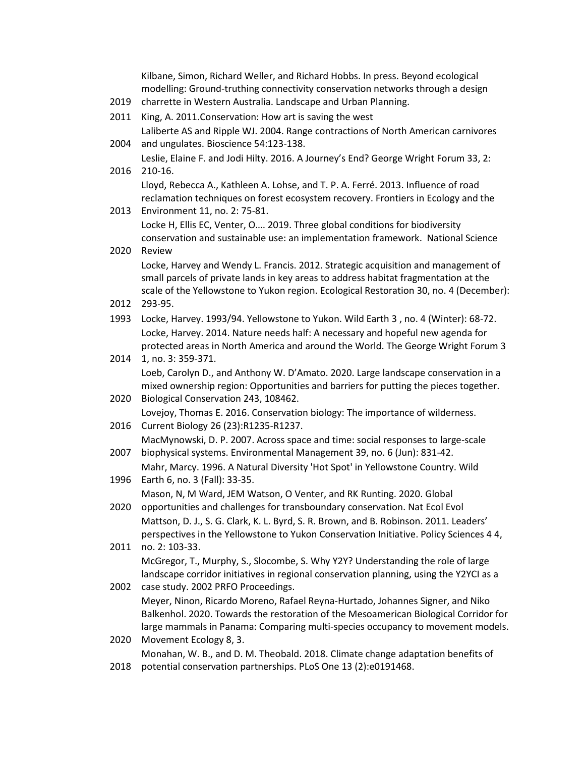| | |
|---|---|
| 2019 | Kilbane, Simon, Richard Weller, and Richard Hobbs. In press. Beyond ecological modelling: Ground-truthing connectivity conservation networks through a design charrette in Western Australia. Landscape and Urban Planning. |
| 2011 | King, A. 2011.Conservation: How art is saving the west |
| 2004 | Laliberte AS and Ripple WJ. 2004. Range contractions of North American carnivores and ungulates. Bioscience 54:123-138. |
| 2016 | Leslie, Elaine F. and Jodi Hilty. 2016. A Journey's End? George Wright Forum 33, 2: 210-16. |
| 2013 | Lloyd, Rebecca A., Kathleen A. Lohse, and T. P. A. Ferré. 2013. Influence of road reclamation techniques on forest ecosystem recovery. Frontiers in Ecology and the Environment 11, no. 2: 75-81. |
| 2020 | Locke H, Ellis EC, Venter, O…. 2019. Three global conditions for biodiversity conservation and sustainable use: an implementation framework. National Science Review |
| 2012 | Locke, Harvey and Wendy L. Francis. 2012. Strategic acquisition and management of small parcels of private lands in key areas to address habitat fragmentation at the scale of the Yellowstone to Yukon region. Ecological Restoration 30, no. 4 (December): 293-95. |
| 1993 | Locke, Harvey. 1993/94. Yellowstone to Yukon. Wild Earth 3 , no. 4 (Winter): 68-72. |
| 2014 | Locke, Harvey. 2014. Nature needs half: A necessary and hopeful new agenda for protected areas in North America and around the World. The George Wright Forum 3 1, no. 3: 359-371. |
| 2020 | Loeb, Carolyn D., and Anthony W. D'Amato. 2020. Large landscape conservation in a mixed ownership region: Opportunities and barriers for putting the pieces together. Biological Conservation 243, 108462. |
| 2016 | Lovejoy, Thomas E. 2016. Conservation biology: The importance of wilderness. Current Biology 26 (23):R1235-R1237. |
| 2007 | MacMynowski, D. P. 2007. Across space and time: social responses to large-scale biophysical systems. Environmental Management 39, no. 6 (Jun): 831-42. |
| 1996 | Mahr, Marcy. 1996. A Natural Diversity 'Hot Spot' in Yellowstone Country. Wild Earth 6, no. 3 (Fall): 33-35. |
| 2020 | Mason, N, M Ward, JEM Watson, O Venter, and RK Runting. 2020. Global opportunities and challenges for transboundary conservation. Nat Ecol Evol |
| 2011 | Mattson, D. J., S. G. Clark, K. L. Byrd, S. R. Brown, and B. Robinson. 2011. Leaders' perspectives in the Yellowstone to Yukon Conservation Initiative. Policy Sciences 4 4, no. 2: 103-33. |
| 2002 | McGregor, T., Murphy, S., Slocombe, S. Why Y2Y? Understanding the role of large landscape corridor initiatives in regional conservation planning, using the Y2YCI as a case study. 2002 PRFO Proceedings. |
| 2020 | Meyer, Ninon, Ricardo Moreno, Rafael Reyna-Hurtado, Johannes Signer, and Niko Balkenhol. 2020. Towards the restoration of the Mesoamerican Biological Corridor for large mammals in Panama: Comparing multi-species occupancy to movement models. Movement Ecology 8, 3. |
| 2018 | Monahan, W. B., and D. M. Theobald. 2018. Climate change adaptation benefits of potential conservation partnerships. PLoS One 13 (2):e0191468. |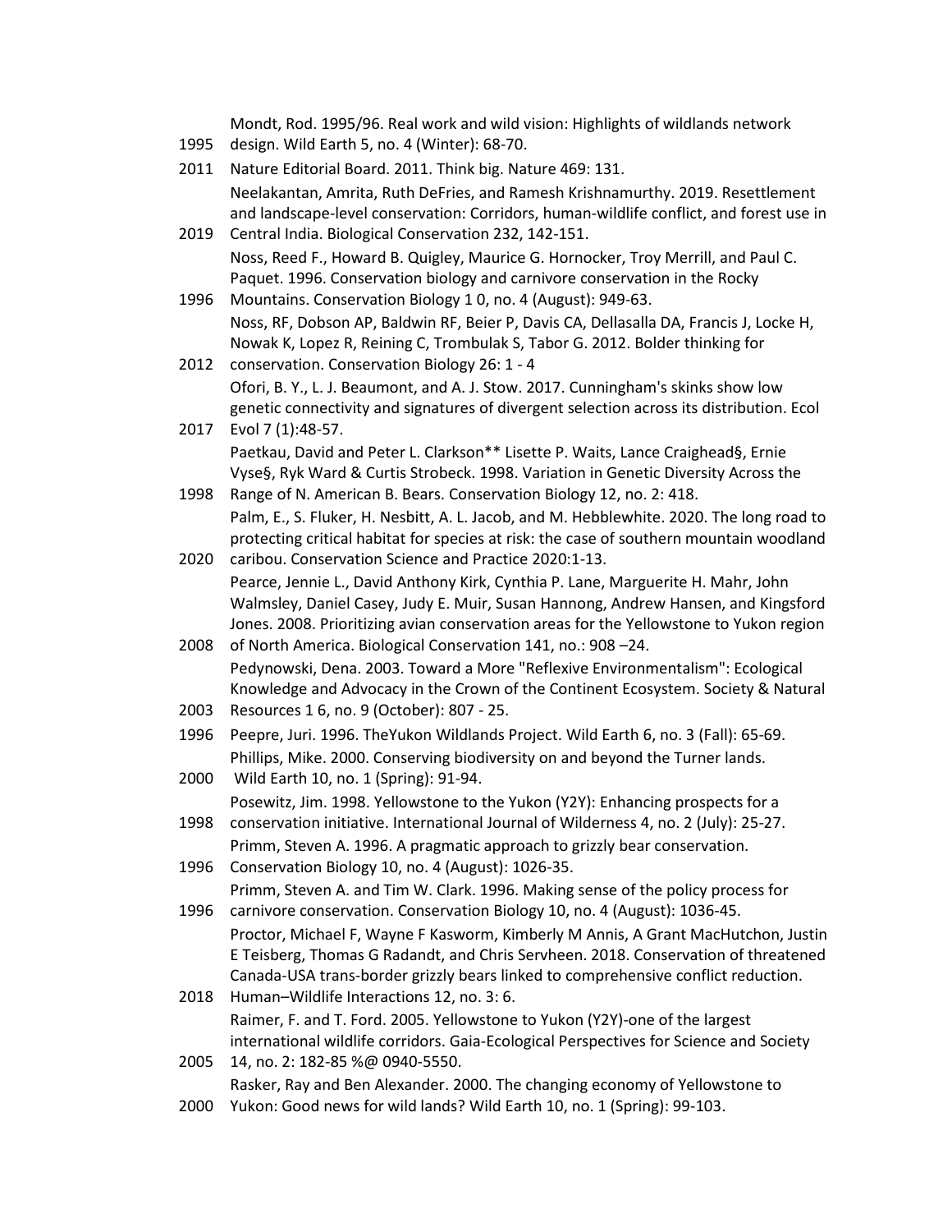1995 Mondt, Rod. 1995/96. Real work and wild vision: Highlights of wildlands network design. Wild Earth 5, no. 4 (Winter): 68-70.

2011 Nature Editorial Board. 2011. Think big. Nature 469: 131.

2019 Neelakantan, Amrita, Ruth DeFries, and Ramesh Krishnamurthy. 2019. Resettlement and landscape-level conservation: Corridors, human-wildlife conflict, and forest use in Central India. Biological Conservation 232, 142-151.

1996 Noss, Reed F., Howard B. Quigley, Maurice G. Hornocker, Troy Merrill, and Paul C. Paquet. 1996. Conservation biology and carnivore conservation in the Rocky Mountains. Conservation Biology 1 0, no. 4 (August): 949-63.

2012 Noss, RF, Dobson AP, Baldwin RF, Beier P, Davis CA, Dellasalla DA, Francis J, Locke H, Nowak K, Lopez R, Reining C, Trombulak S, Tabor G. 2012. Bolder thinking for conservation. Conservation Biology 26: 1 - 4

2017 Ofori, B. Y., L. J. Beaumont, and A. J. Stow. 2017. Cunningham's skinks show low genetic connectivity and signatures of divergent selection across its distribution. Ecol Evol 7 (1):48-57.

1998 Paetkau, David and Peter L. Clarkson** Lisette P. Waits, Lance Craighead§, Ernie Vyse§, Ryk Ward & Curtis Strobeck. 1998. Variation in Genetic Diversity Across the Range of N. American B. Bears. Conservation Biology 12, no. 2: 418.

2020 Palm, E., S. Fluker, H. Nesbitt, A. L. Jacob, and M. Hebblewhite. 2020. The long road to protecting critical habitat for species at risk: the case of southern mountain woodland caribou. Conservation Science and Practice 2020:1-13.

2008 Pearce, Jennie L., David Anthony Kirk, Cynthia P. Lane, Marguerite H. Mahr, John Walmsley, Daniel Casey, Judy E. Muir, Susan Hannong, Andrew Hansen, and Kingsford Jones. 2008. Prioritizing avian conservation areas for the Yellowstone to Yukon region of North America. Biological Conservation 141, no.: 908 –24.

2003 Pedynowski, Dena. 2003. Toward a More "Reflexive Environmentalism": Ecological Knowledge and Advocacy in the Crown of the Continent Ecosystem. Society & Natural Resources 1 6, no. 9 (October): 807 - 25.

1996 Peepre, Juri. 1996. TheYukon Wildlands Project. Wild Earth 6, no. 3 (Fall): 65-69.

2000 Phillips, Mike. 2000. Conserving biodiversity on and beyond the Turner lands. Wild Earth 10, no. 1 (Spring): 91-94.

1998 Posewitz, Jim. 1998. Yellowstone to the Yukon (Y2Y): Enhancing prospects for a conservation initiative. International Journal of Wilderness 4, no. 2 (July): 25-27.

1996 Primm, Steven A. 1996. A pragmatic approach to grizzly bear conservation. Conservation Biology 10, no. 4 (August): 1026-35.

1996 Primm, Steven A. and Tim W. Clark. 1996. Making sense of the policy process for carnivore conservation. Conservation Biology 10, no. 4 (August): 1036-45.

2018 Proctor, Michael F, Wayne F Kasworm, Kimberly M Annis, A Grant MacHutchon, Justin E Teisberg, Thomas G Radandt, and Chris Servheen. 2018. Conservation of threatened Canada-USA trans-border grizzly bears linked to comprehensive conflict reduction. Human–Wildlife Interactions 12, no. 3: 6.

2005 Raimer, F. and T. Ford. 2005. Yellowstone to Yukon (Y2Y)-one of the largest international wildlife corridors. Gaia-Ecological Perspectives for Science and Society 14, no. 2: 182-85 %@ 0940-5550.

2000 Rasker, Ray and Ben Alexander. 2000. The changing economy of Yellowstone to Yukon: Good news for wild lands? Wild Earth 10, no. 1 (Spring): 99-103.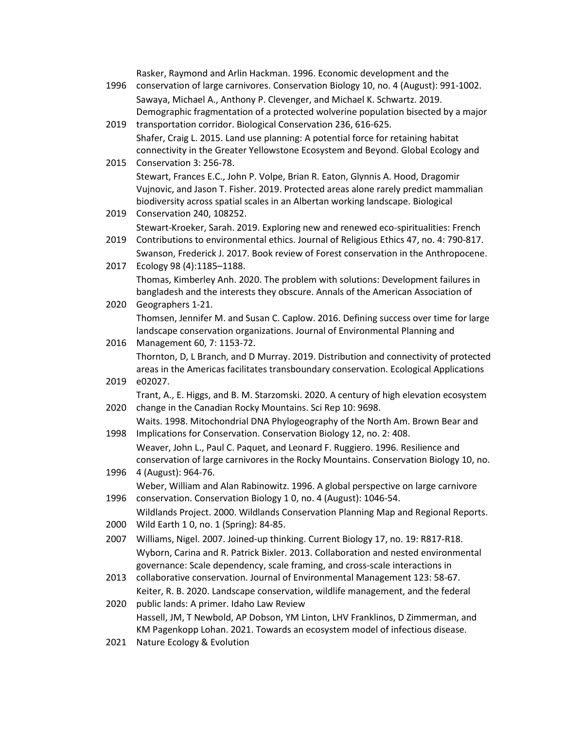| | |
|---|---|
| 1996 | Rasker, Raymond and Arlin Hackman. 1996. Economic development and the conservation of large carnivores. Conservation Biology 10, no. 4 (August): 991-1002. |
| 2019 | Sawaya, Michael A., Anthony P. Clevenger, and Michael K. Schwartz. 2019. Demographic fragmentation of a protected wolverine population bisected by a major transportation corridor. Biological Conservation 236, 616-625. |
| 2015 | Shafer, Craig L. 2015. Land use planning: A potential force for retaining habitat connectivity in the Greater Yellowstone Ecosystem and Beyond. Global Ecology and Conservation 3: 256-78. |
| 2019 | Stewart, Frances E.C., John P. Volpe, Brian R. Eaton, Glynnis A. Hood, Dragomir Vujnovic, and Jason T. Fisher. 2019. Protected areas alone rarely predict mammalian biodiversity across spatial scales in an Albertan working landscape. Biological Conservation 240, 108252. |
| 2019 | Stewart-Kroeker, Sarah. 2019. Exploring new and renewed eco-spiritualities: French Contributions to environmental ethics. Journal of Religious Ethics 47, no. 4: 790-817. |
| 2017 | Swanson, Frederick J. 2017. Book review of Forest conservation in the Anthropocene. Ecology 98 (4):1185–1188. |
| 2020 | Thomas, Kimberley Anh. 2020. The problem with solutions: Development failures in bangladesh and the interests they obscure. Annals of the American Association of Geographers 1-21. |
| 2016 | Thomsen, Jennifer M. and Susan C. Caplow. 2016. Defining success over time for large landscape conservation organizations. Journal of Environmental Planning and Management 60, 7: 1153-72. |
| 2019 | Thornton, D, L Branch, and D Murray. 2019. Distribution and connectivity of protected areas in the Americas facilitates transboundary conservation. Ecological Applications e02027. |
| 2020 | Trant, A., E. Higgs, and B. M. Starzomski. 2020. A century of high elevation ecosystem change in the Canadian Rocky Mountains. Sci Rep 10: 9698. |
| 1998 | Waits. 1998. Mitochondrial DNA Phylogeography of the North Am. Brown Bear and Implications for Conservation. Conservation Biology 12, no. 2: 408. |
| 1996 | Weaver, John L., Paul C. Paquet, and Leonard F. Ruggiero. 1996. Resilience and conservation of large carnivores in the Rocky Mountains. Conservation Biology 10, no. 4 (August): 964-76. |
| 1996 | Weber, William and Alan Rabinowitz. 1996. A global perspective on large carnivore conservation. Conservation Biology 1 0, no. 4 (August): 1046-54. |
| 2000 | Wildlands Project. 2000. Wildlands Conservation Planning Map and Regional Reports. Wild Earth 1 0, no. 1 (Spring): 84-85. |
| 2007 | Williams, Nigel. 2007. Joined-up thinking. Current Biology 17, no. 19: R817-R18. |
| 2013 | Wyborn, Carina and R. Patrick Bixler. 2013. Collaboration and nested environmental governance: Scale dependency, scale framing, and cross-scale interactions in collaborative conservation. Journal of Environmental Management 123: 58-67. |
| 2020 | Keiter, R. B. 2020. Landscape conservation, wildlife management, and the federal public lands: A primer. Idaho Law Review |
| 2021 | Hassell, JM, T Newbold, AP Dobson, YM Linton, LHV Franklinos, D Zimmerman, and KM Pagenkopp Lohan. 2021. Towards an ecosystem model of infectious disease. Nature Ecology & Evolution |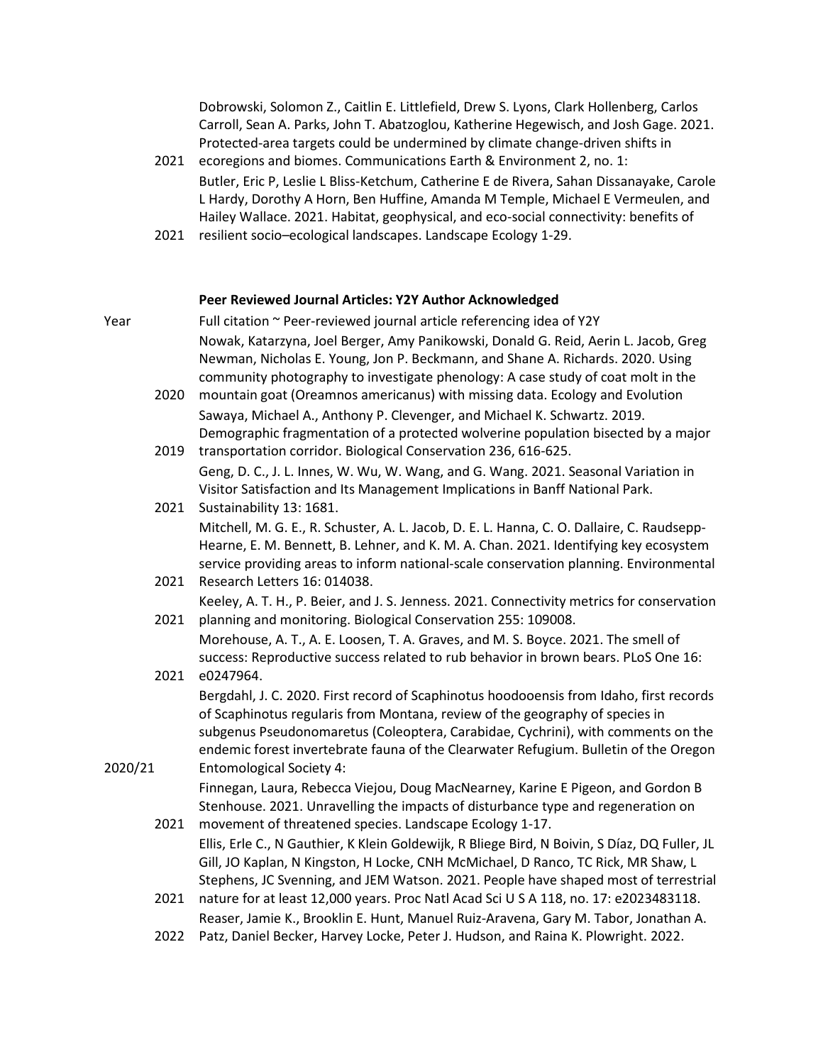| | |
|---|---|
| 2021 | Dobrowski, Solomon Z., Caitlin E. Littlefield, Drew S. Lyons, Clark Hollenberg, Carlos Carroll, Sean A. Parks, John T. Abatzoglou, Katherine Hegewisch, and Josh Gage. 2021. Protected-area targets could be undermined by climate change-driven shifts in ecoregions and biomes. Communications Earth & Environment 2, no. 1: |
| 2021 | Butler, Eric P, Leslie L Bliss-Ketchum, Catherine E de Rivera, Sahan Dissanayake, Carole L Hardy, Dorothy A Horn, Ben Huffine, Amanda M Temple, Michael E Vermeulen, and Hailey Wallace. 2021. Habitat, geophysical, and eco-social connectivity: benefits of resilient socio–ecological landscapes. Landscape Ecology 1-29. |

**Peer Reviewed Journal Articles: Y2Y Author Acknowledged**

| Year | Full citation ~ Peer-reviewed journal article referencing idea of Y2Y |
|---|---|
| 2020 | Nowak, Katarzyna, Joel Berger, Amy Panikowski, Donald G. Reid, Aerin L. Jacob, Greg Newman, Nicholas E. Young, Jon P. Beckmann, and Shane A. Richards. 2020. Using community photography to investigate phenology: A case study of coat molt in the mountain goat (Oreamnos americanus) with missing data. Ecology and Evolution |
| 2019 | Sawaya, Michael A., Anthony P. Clevenger, and Michael K. Schwartz. 2019. Demographic fragmentation of a protected wolverine population bisected by a major transportation corridor. Biological Conservation 236, 616-625. |
| 2021 | Geng, D. C., J. L. Innes, W. Wu, W. Wang, and G. Wang. 2021. Seasonal Variation in Visitor Satisfaction and Its Management Implications in Banff National Park. Sustainability 13: 1681. |
| 2021 | Mitchell, M. G. E., R. Schuster, A. L. Jacob, D. E. L. Hanna, C. O. Dallaire, C. Raudsepp-Hearne, E. M. Bennett, B. Lehner, and K. M. A. Chan. 2021. Identifying key ecosystem service providing areas to inform national-scale conservation planning. Environmental Research Letters 16: 014038. |
| 2021 | Keeley, A. T. H., P. Beier, and J. S. Jenness. 2021. Connectivity metrics for conservation planning and monitoring. Biological Conservation 255: 109008. |
| 2021 | Morehouse, A. T., A. E. Loosen, T. A. Graves, and M. S. Boyce. 2021. The smell of success: Reproductive success related to rub behavior in brown bears. PLoS One 16: e0247964. |
| 2020/21 | Bergdahl, J. C. 2020. First record of Scaphinotus hoodooensis from Idaho, first records of Scaphinotus regularis from Montana, review of the geography of species in subgenus Pseudonomaretus (Coleoptera, Carabidae, Cychrini), with comments on the endemic forest invertebrate fauna of the Clearwater Refugium. Bulletin of the Oregon Entomological Society 4: |
| 2021 | Finnegan, Laura, Rebecca Viejou, Doug MacNearney, Karine E Pigeon, and Gordon B Stenhouse. 2021. Unravelling the impacts of disturbance type and regeneration on movement of threatened species. Landscape Ecology 1-17. |
| 2021 | Ellis, Erle C., N Gauthier, K Klein Goldewijk, R Bliege Bird, N Boivin, S Díaz, DQ Fuller, JL Gill, JO Kaplan, N Kingston, H Locke, CNH McMichael, D Ranco, TC Rick, MR Shaw, L Stephens, JC Svenning, and JEM Watson. 2021. People have shaped most of terrestrial nature for at least 12,000 years. Proc Natl Acad Sci U S A 118, no. 17: e2023483118. |
| 2022 | Reaser, Jamie K., Brooklin E. Hunt, Manuel Ruiz-Aravena, Gary M. Tabor, Jonathan A. Patz, Daniel Becker, Harvey Locke, Peter J. Hudson, and Raina K. Plowright. 2022. |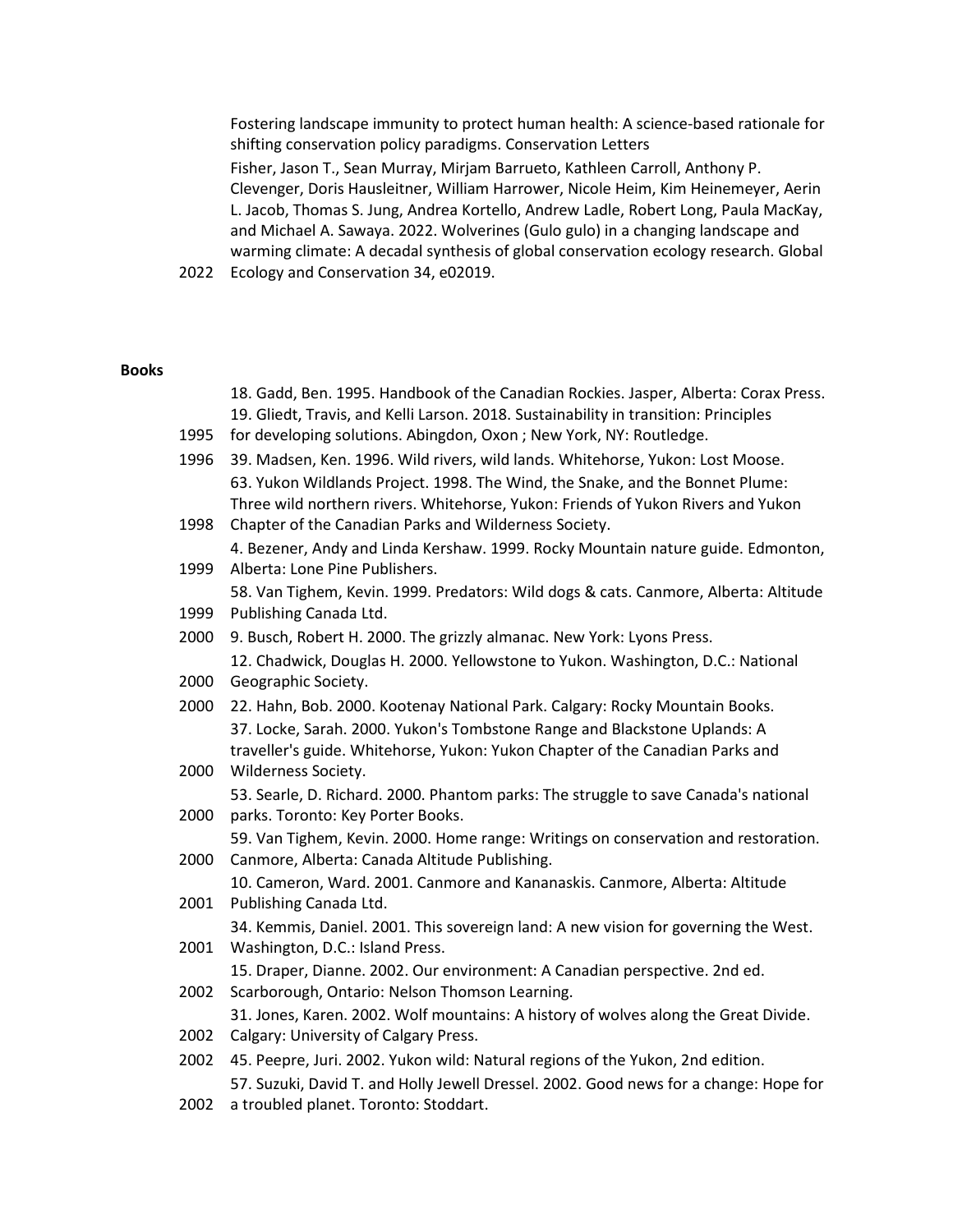Fostering landscape immunity to protect human health: A science-based rationale for shifting conservation policy paradigms. Conservation Letters

2022 Fisher, Jason T., Sean Murray, Mirjam Barrueto, Kathleen Carroll, Anthony P. Clevenger, Doris Hausleitner, William Harrower, Nicole Heim, Kim Heinemeyer, Aerin L. Jacob, Thomas S. Jung, Andrea Kortello, Andrew Ladle, Robert Long, Paula MacKay, and Michael A. Sawaya. 2022. Wolverines (Gulo gulo) in a changing landscape and warming climate: A decadal synthesis of global conservation ecology research. Global Ecology and Conservation 34, e02019.

**Books**

1995 18. Gadd, Ben. 1995. Handbook of the Canadian Rockies. Jasper, Alberta: Corax Press. 19. Gliedt, Travis, and Kelli Larson. 2018. Sustainability in transition: Principles for developing solutions. Abingdon, Oxon ; New York, NY: Routledge.

1996 39. Madsen, Ken. 1996. Wild rivers, wild lands. Whitehorse, Yukon: Lost Moose.

1998 63. Yukon Wildlands Project. 1998. The Wind, the Snake, and the Bonnet Plume: Three wild northern rivers. Whitehorse, Yukon: Friends of Yukon Rivers and Yukon Chapter of the Canadian Parks and Wilderness Society.

1999 4. Bezener, Andy and Linda Kershaw. 1999. Rocky Mountain nature guide. Edmonton, Alberta: Lone Pine Publishers.

1999 58. Van Tighem, Kevin. 1999. Predators: Wild dogs & cats. Canmore, Alberta: Altitude Publishing Canada Ltd.

2000 9. Busch, Robert H. 2000. The grizzly almanac. New York: Lyons Press.

2000 12. Chadwick, Douglas H. 2000. Yellowstone to Yukon. Washington, D.C.: National Geographic Society.

2000 22. Hahn, Bob. 2000. Kootenay National Park. Calgary: Rocky Mountain Books.

2000 37. Locke, Sarah. 2000. Yukon's Tombstone Range and Blackstone Uplands: A traveller's guide. Whitehorse, Yukon: Yukon Chapter of the Canadian Parks and Wilderness Society.

2000 53. Searle, D. Richard. 2000. Phantom parks: The struggle to save Canada's national parks. Toronto: Key Porter Books.

2000 59. Van Tighem, Kevin. 2000. Home range: Writings on conservation and restoration. Canmore, Alberta: Canada Altitude Publishing.

2001 10. Cameron, Ward. 2001. Canmore and Kananaskis. Canmore, Alberta: Altitude Publishing Canada Ltd.

2001 34. Kemmis, Daniel. 2001. This sovereign land: A new vision for governing the West. Washington, D.C.: Island Press.

2002 15. Draper, Dianne. 2002. Our environment: A Canadian perspective. 2nd ed. Scarborough, Ontario: Nelson Thomson Learning.

2002 31. Jones, Karen. 2002. Wolf mountains: A history of wolves along the Great Divide. Calgary: University of Calgary Press.

2002 45. Peepre, Juri. 2002. Yukon wild: Natural regions of the Yukon, 2nd edition.

2002 57. Suzuki, David T. and Holly Jewell Dressel. 2002. Good news for a change: Hope for a troubled planet. Toronto: Stoddart.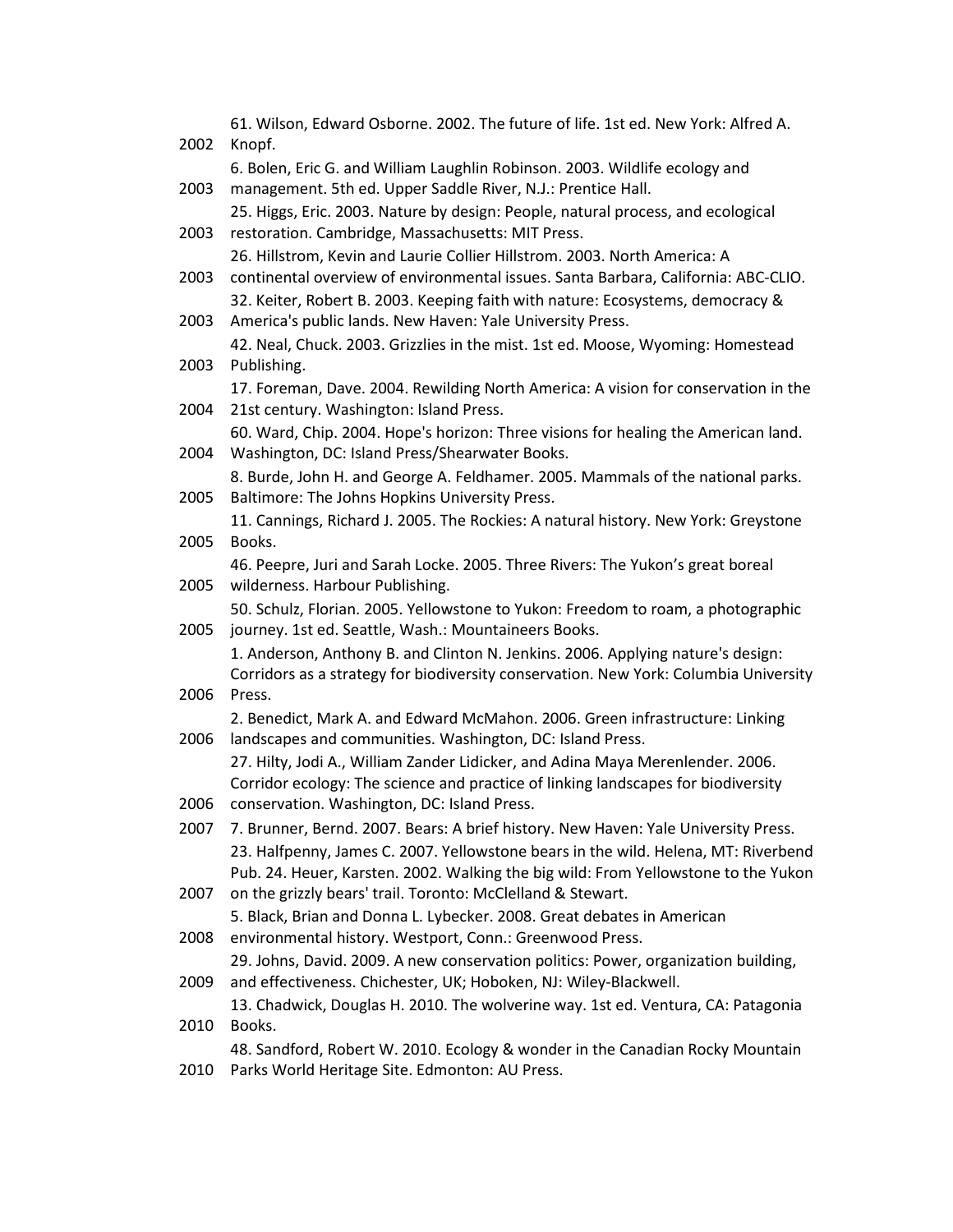| | |
|---|---|
| 2002 | 61. Wilson, Edward Osborne. 2002. The future of life. 1st ed. New York: Alfred A. Knopf. |
| 2003 | 6. Bolen, Eric G. and William Laughlin Robinson. 2003. Wildlife ecology and management. 5th ed. Upper Saddle River, N.J.: Prentice Hall. |
| 2003 | 25. Higgs, Eric. 2003. Nature by design: People, natural process, and ecological restoration. Cambridge, Massachusetts: MIT Press. |
| 2003 | 26. Hillstrom, Kevin and Laurie Collier Hillstrom. 2003. North America: A continental overview of environmental issues. Santa Barbara, California: ABC-CLIO. |
| 2003 | 32. Keiter, Robert B. 2003. Keeping faith with nature: Ecosystems, democracy & America's public lands. New Haven: Yale University Press. |
| 2003 | 42. Neal, Chuck. 2003. Grizzlies in the mist. 1st ed. Moose, Wyoming: Homestead Publishing. |
| 2004 | 17. Foreman, Dave. 2004. Rewilding North America: A vision for conservation in the 21st century. Washington: Island Press. |
| 2004 | 60. Ward, Chip. 2004. Hope's horizon: Three visions for healing the American land. Washington, DC: Island Press/Shearwater Books. |
| 2005 | 8. Burde, John H. and George A. Feldhamer. 2005. Mammals of the national parks. Baltimore: The Johns Hopkins University Press. |
| 2005 | 11. Cannings, Richard J. 2005. The Rockies: A natural history. New York: Greystone Books. |
| 2005 | 46. Peepre, Juri and Sarah Locke. 2005. Three Rivers: The Yukon's great boreal wilderness. Harbour Publishing. |
| 2005 | 50. Schulz, Florian. 2005. Yellowstone to Yukon: Freedom to roam, a photographic journey. 1st ed. Seattle, Wash.: Mountaineers Books. |
| 2006 | 1. Anderson, Anthony B. and Clinton N. Jenkins. 2006. Applying nature's design: Corridors as a strategy for biodiversity conservation. New York: Columbia University Press. |
| 2006 | 2. Benedict, Mark A. and Edward McMahon. 2006. Green infrastructure: Linking landscapes and communities. Washington, DC: Island Press. |
| 2006 | 27. Hilty, Jodi A., William Zander Lidicker, and Adina Maya Merenlender. 2006. Corridor ecology: The science and practice of linking landscapes for biodiversity conservation. Washington, DC: Island Press. |
| 2007 | 7. Brunner, Bernd. 2007. Bears: A brief history. New Haven: Yale University Press. |
| 2007 | 23. Halfpenny, James C. 2007. Yellowstone bears in the wild. Helena, MT: Riverbend Pub. 24. Heuer, Karsten. 2002. Walking the big wild: From Yellowstone to the Yukon on the grizzly bears' trail. Toronto: McClelland & Stewart. |
| 2008 | 5. Black, Brian and Donna L. Lybecker. 2008. Great debates in American environmental history. Westport, Conn.: Greenwood Press. |
| 2009 | 29. Johns, David. 2009. A new conservation politics: Power, organization building, and effectiveness. Chichester, UK; Hoboken, NJ: Wiley-Blackwell. |
| 2010 | 13. Chadwick, Douglas H. 2010. The wolverine way. 1st ed. Ventura, CA: Patagonia Books. |
| 2010 | 48. Sandford, Robert W. 2010. Ecology & wonder in the Canadian Rocky Mountain Parks World Heritage Site. Edmonton: AU Press. |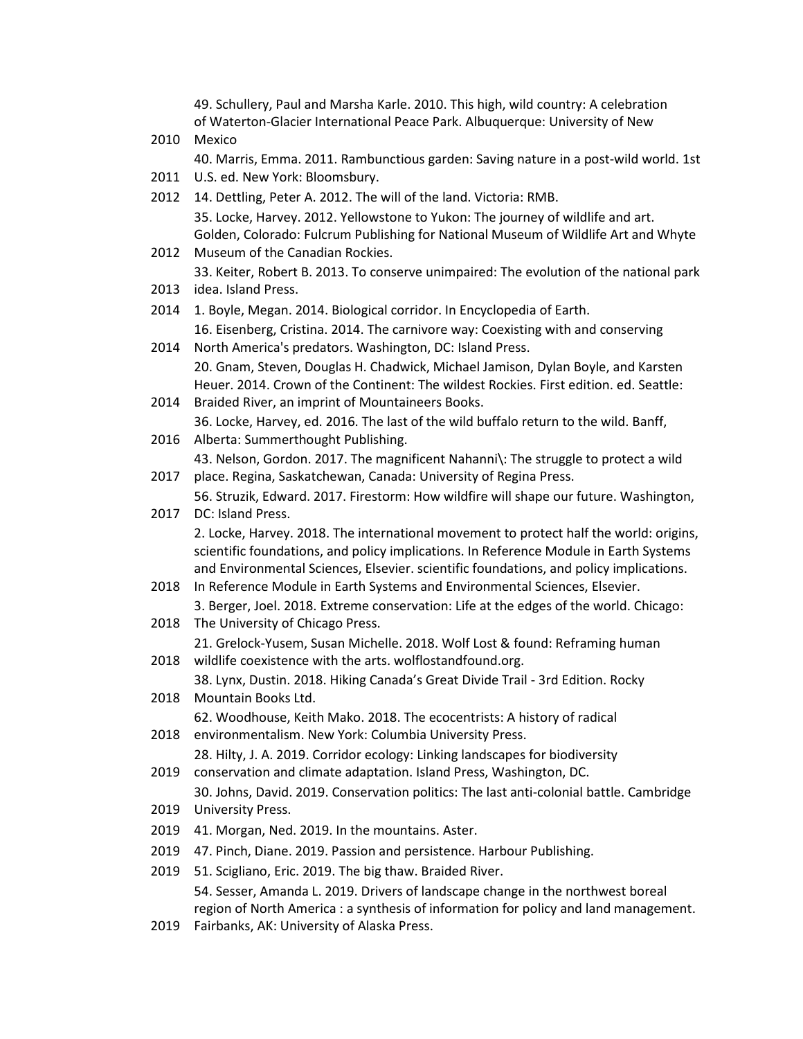| | |
|---|---|
| 2010 | 49. Schullery, Paul and Marsha Karle. 2010. This high, wild country: A celebration of Waterton-Glacier International Peace Park. Albuquerque: University of New Mexico |
| 2011 | 40. Marris, Emma. 2011. Rambunctious garden: Saving nature in a post-wild world. 1st U.S. ed. New York: Bloomsbury. |
| 2012 | 14. Dettling, Peter A. 2012. The will of the land. Victoria: RMB. |
| 2012 | 35. Locke, Harvey. 2012. Yellowstone to Yukon: The journey of wildlife and art. Golden, Colorado: Fulcrum Publishing for National Museum of Wildlife Art and Whyte Museum of the Canadian Rockies. |
| 2013 | 33. Keiter, Robert B. 2013. To conserve unimpaired: The evolution of the national park idea. Island Press. |
| 2014 | 1. Boyle, Megan. 2014. Biological corridor. In Encyclopedia of Earth. |
| 2014 | 16. Eisenberg, Cristina. 2014. The carnivore way: Coexisting with and conserving North America's predators. Washington, DC: Island Press. |
| 2014 | 20. Gnam, Steven, Douglas H. Chadwick, Michael Jamison, Dylan Boyle, and Karsten Heuer. 2014. Crown of the Continent: The wildest Rockies. First edition. ed. Seattle: Braided River, an imprint of Mountaineers Books. |
| 2016 | 36. Locke, Harvey, ed. 2016. The last of the wild buffalo return to the wild. Banff, Alberta: Summerthought Publishing. |
| 2017 | 43. Nelson, Gordon. 2017. The magnificent Nahanni\: The struggle to protect a wild place. Regina, Saskatchewan, Canada: University of Regina Press. |
| 2017 | 56. Struzik, Edward. 2017. Firestorm: How wildfire will shape our future. Washington, DC: Island Press. |
| 2018 | 2. Locke, Harvey. 2018. The international movement to protect half the world: origins, scientific foundations, and policy implications. In Reference Module in Earth Systems and Environmental Sciences, Elsevier. scientific foundations, and policy implications. In Reference Module in Earth Systems and Environmental Sciences, Elsevier. |
| 2018 | 3. Berger, Joel. 2018. Extreme conservation: Life at the edges of the world. Chicago: The University of Chicago Press. |
| 2018 | 21. Grelock-Yusem, Susan Michelle. 2018. Wolf Lost & found: Reframing human wildlife coexistence with the arts. wolflostandfound.org. |
| 2018 | 38. Lynx, Dustin. 2018. Hiking Canada's Great Divide Trail - 3rd Edition. Rocky Mountain Books Ltd. |
| 2018 | 62. Woodhouse, Keith Mako. 2018. The ecocentrists: A history of radical environmentalism. New York: Columbia University Press. |
| 2019 | 28. Hilty, J. A. 2019. Corridor ecology: Linking landscapes for biodiversity conservation and climate adaptation. Island Press, Washington, DC. |
| 2019 | 30. Johns, David. 2019. Conservation politics: The last anti-colonial battle. Cambridge University Press. |
| 2019 | 41. Morgan, Ned. 2019. In the mountains. Aster. |
| 2019 | 47. Pinch, Diane. 2019. Passion and persistence. Harbour Publishing. |
| 2019 | 51. Scigliano, Eric. 2019. The big thaw. Braided River. |
| 2019 | 54. Sesser, Amanda L. 2019. Drivers of landscape change in the northwest boreal region of North America : a synthesis of information for policy and land management. Fairbanks, AK: University of Alaska Press. |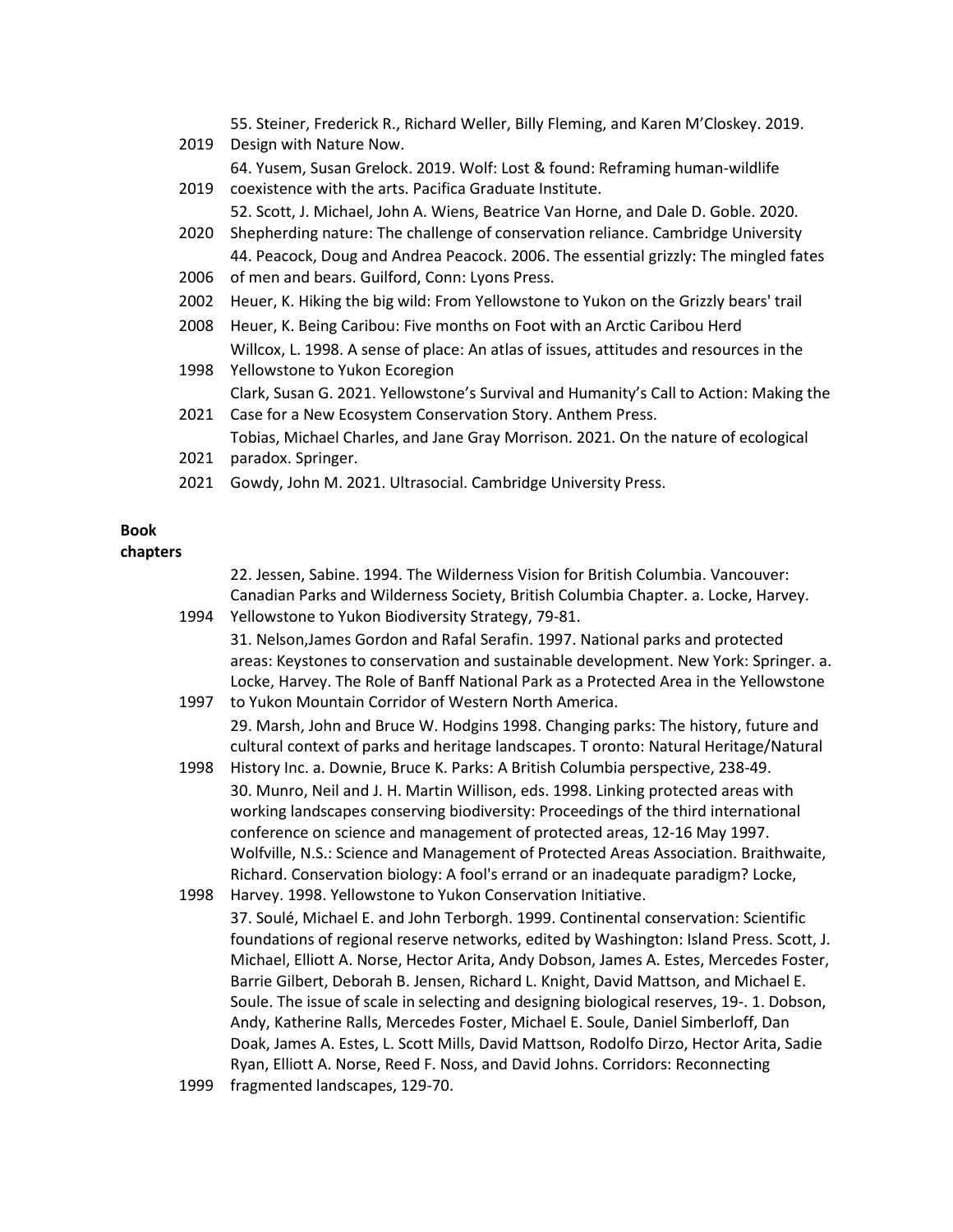| | |
|---|---|
| 2019 | 55. Steiner, Frederick R., Richard Weller, Billy Fleming, and Karen M'Closkey. 2019. Design with Nature Now. |
| 2019 | 64. Yusem, Susan Grelock. 2019. Wolf: Lost & found: Reframing human-wildlife coexistence with the arts. Pacifica Graduate Institute. |
| 2020 | 52. Scott, J. Michael, John A. Wiens, Beatrice Van Horne, and Dale D. Goble. 2020. Shepherding nature: The challenge of conservation reliance. Cambridge University |
| 2006 | 44. Peacock, Doug and Andrea Peacock. 2006. The essential grizzly: The mingled fates of men and bears. Guilford, Conn: Lyons Press. |
| 2002 | Heuer, K. Hiking the big wild: From Yellowstone to Yukon on the Grizzly bears' trail |
| 2008 | Heuer, K. Being Caribou: Five months on Foot with an Arctic Caribou Herd |
| 1998 | Willcox, L. 1998. A sense of place: An atlas of issues, attitudes and resources in the Yellowstone to Yukon Ecoregion |
| 2021 | Clark, Susan G. 2021. Yellowstone's Survival and Humanity's Call to Action: Making the Case for a New Ecosystem Conservation Story. Anthem Press. |
| 2021 | Tobias, Michael Charles, and Jane Gray Morrison. 2021. On the nature of ecological paradox. Springer. |
| 2021 | Gowdy, John M. 2021. Ultrasocial. Cambridge University Press. |

**Book chapters**

| | |
|---|---|
| 1994 | 22. Jessen, Sabine. 1994. The Wilderness Vision for British Columbia. Vancouver: Canadian Parks and Wilderness Society, British Columbia Chapter. a. Locke, Harvey. Yellowstone to Yukon Biodiversity Strategy, 79-81. |
| 1997 | 31. Nelson,James Gordon and Rafal Serafin. 1997. National parks and protected areas: Keystones to conservation and sustainable development. New York: Springer. a. Locke, Harvey. The Role of Banff National Park as a Protected Area in the Yellowstone to Yukon Mountain Corridor of Western North America. |
| 1998 | 29. Marsh, John and Bruce W. Hodgins 1998. Changing parks: The history, future and cultural context of parks and heritage landscapes. T oronto: Natural Heritage/Natural History Inc. a. Downie, Bruce K. Parks: A British Columbia perspective, 238-49. |
| 1998 | 30. Munro, Neil and J. H. Martin Willison, eds. 1998. Linking protected areas with working landscapes conserving biodiversity: Proceedings of the third international conference on science and management of protected areas, 12-16 May 1997. Wolfville, N.S.: Science and Management of Protected Areas Association. Braithwaite, Richard. Conservation biology: A fool's errand or an inadequate paradigm? Locke, Harvey. 1998. Yellowstone to Yukon Conservation Initiative. |
| 1999 | 37. Soulé, Michael E. and John Terborgh. 1999. Continental conservation: Scientific foundations of regional reserve networks, edited by Washington: Island Press. Scott, J. Michael, Elliott A. Norse, Hector Arita, Andy Dobson, James A. Estes, Mercedes Foster, Barrie Gilbert, Deborah B. Jensen, Richard L. Knight, David Mattson, and Michael E. Soule. The issue of scale in selecting and designing biological reserves, 19-. 1. Dobson, Andy, Katherine Ralls, Mercedes Foster, Michael E. Soule, Daniel Simberloff, Dan Doak, James A. Estes, L. Scott Mills, David Mattson, Rodolfo Dirzo, Hector Arita, Sadie Ryan, Elliott A. Norse, Reed F. Noss, and David Johns. Corridors: Reconnecting fragmented landscapes, 129-70. |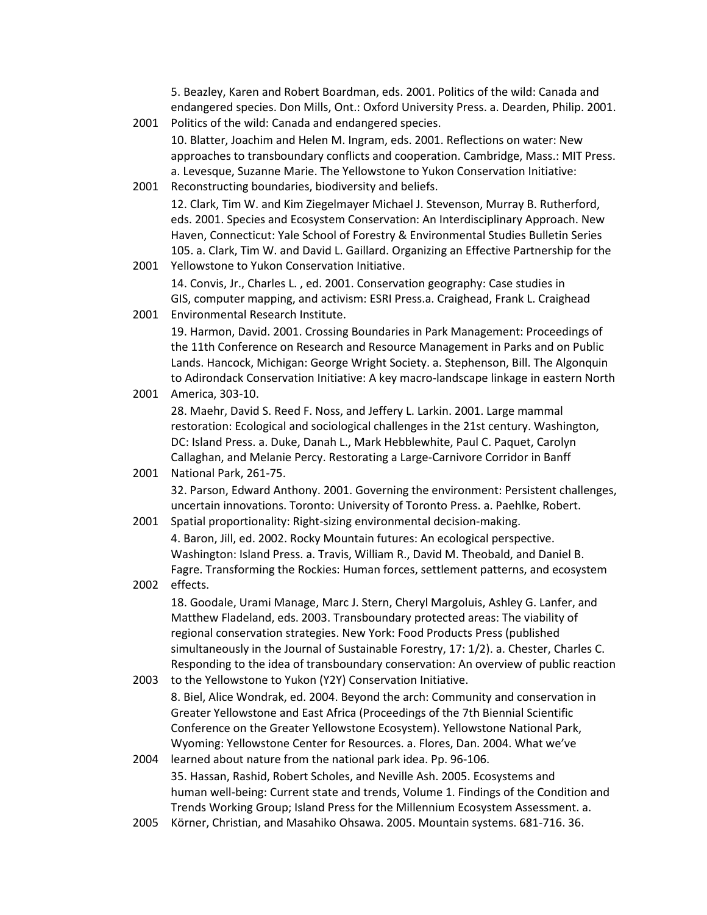2001 5. Beazley, Karen and Robert Boardman, eds. 2001. Politics of the wild: Canada and endangered species. Don Mills, Ont.: Oxford University Press. a. Dearden, Philip. 2001. Politics of the wild: Canada and endangered species.

2001 10. Blatter, Joachim and Helen M. Ingram, eds. 2001. Reflections on water: New approaches to transboundary conflicts and cooperation. Cambridge, Mass.: MIT Press. a. Levesque, Suzanne Marie. The Yellowstone to Yukon Conservation Initiative: Reconstructing boundaries, biodiversity and beliefs.

2001 12. Clark, Tim W. and Kim Ziegelmayer Michael J. Stevenson, Murray B. Rutherford, eds. 2001. Species and Ecosystem Conservation: An Interdisciplinary Approach. New Haven, Connecticut: Yale School of Forestry & Environmental Studies Bulletin Series 105. a. Clark, Tim W. and David L. Gaillard. Organizing an Effective Partnership for the Yellowstone to Yukon Conservation Initiative.

2001 14. Convis, Jr., Charles L. , ed. 2001. Conservation geography: Case studies in GIS, computer mapping, and activism: ESRI Press.a. Craighead, Frank L. Craighead Environmental Research Institute.

2001 19. Harmon, David. 2001. Crossing Boundaries in Park Management: Proceedings of the 11th Conference on Research and Resource Management in Parks and on Public Lands. Hancock, Michigan: George Wright Society. a. Stephenson, Bill. The Algonquin to Adirondack Conservation Initiative: A key macro-landscape linkage in eastern North America, 303-10.

2001 28. Maehr, David S. Reed F. Noss, and Jeffery L. Larkin. 2001. Large mammal restoration: Ecological and sociological challenges in the 21st century. Washington, DC: Island Press. a. Duke, Danah L., Mark Hebblewhite, Paul C. Paquet, Carolyn Callaghan, and Melanie Percy. Restorating a Large-Carnivore Corridor in Banff National Park, 261-75.

2001 32. Parson, Edward Anthony. 2001. Governing the environment: Persistent challenges, uncertain innovations. Toronto: University of Toronto Press. a. Paehlke, Robert. Spatial proportionality: Right-sizing environmental decision-making.

2002 4. Baron, Jill, ed. 2002. Rocky Mountain futures: An ecological perspective. Washington: Island Press. a. Travis, William R., David M. Theobald, and Daniel B. Fagre. Transforming the Rockies: Human forces, settlement patterns, and ecosystem effects.

2003 18. Goodale, Urami Manage, Marc J. Stern, Cheryl Margoluis, Ashley G. Lanfer, and Matthew Fladeland, eds. 2003. Transboundary protected areas: The viability of regional conservation strategies. New York: Food Products Press (published simultaneously in the Journal of Sustainable Forestry, 17: 1/2). a. Chester, Charles C. Responding to the idea of transboundary conservation: An overview of public reaction to the Yellowstone to Yukon (Y2Y) Conservation Initiative.

2004 8. Biel, Alice Wondrak, ed. 2004. Beyond the arch: Community and conservation in Greater Yellowstone and East Africa (Proceedings of the 7th Biennial Scientific Conference on the Greater Yellowstone Ecosystem). Yellowstone National Park, Wyoming: Yellowstone Center for Resources. a. Flores, Dan. 2004. What we've learned about nature from the national park idea. Pp. 96-106.

2005 35. Hassan, Rashid, Robert Scholes, and Neville Ash. 2005. Ecosystems and human well-being: Current state and trends, Volume 1. Findings of the Condition and Trends Working Group; Island Press for the Millennium Ecosystem Assessment. a. Körner, Christian, and Masahiko Ohsawa. 2005. Mountain systems. 681-716. 36.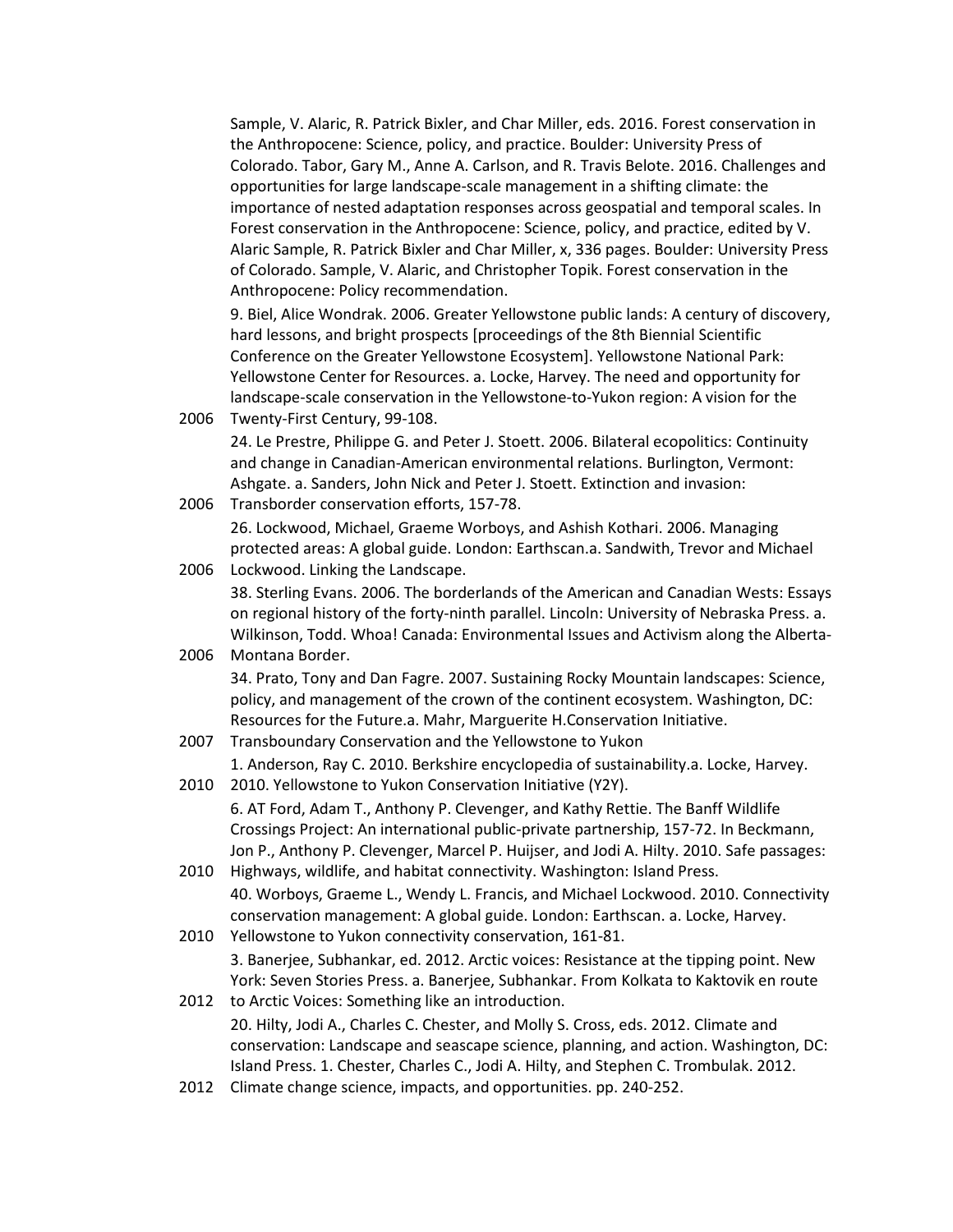Sample, V. Alaric, R. Patrick Bixler, and Char Miller, eds. 2016. Forest conservation in the Anthropocene: Science, policy, and practice. Boulder: University Press of Colorado. Tabor, Gary M., Anne A. Carlson, and R. Travis Belote. 2016. Challenges and opportunities for large landscape-scale management in a shifting climate: the importance of nested adaptation responses across geospatial and temporal scales. In Forest conservation in the Anthropocene: Science, policy, and practice, edited by V. Alaric Sample, R. Patrick Bixler and Char Miller, x, 336 pages. Boulder: University Press of Colorado. Sample, V. Alaric, and Christopher Topik. Forest conservation in the Anthropocene: Policy recommendation.

2006 9. Biel, Alice Wondrak. 2006. Greater Yellowstone public lands: A century of discovery, hard lessons, and bright prospects [proceedings of the 8th Biennial Scientific Conference on the Greater Yellowstone Ecosystem]. Yellowstone National Park: Yellowstone Center for Resources. a. Locke, Harvey. The need and opportunity for landscape-scale conservation in the Yellowstone-to-Yukon region: A vision for the Twenty-First Century, 99-108.

2006 24. Le Prestre, Philippe G. and Peter J. Stoett. 2006. Bilateral ecopolitics: Continuity and change in Canadian-American environmental relations. Burlington, Vermont: Ashgate. a. Sanders, John Nick and Peter J. Stoett. Extinction and invasion: Transborder conservation efforts, 157-78.

2006 26. Lockwood, Michael, Graeme Worboys, and Ashish Kothari. 2006. Managing protected areas: A global guide. London: Earthscan.a. Sandwith, Trevor and Michael Lockwood. Linking the Landscape.

2006 38. Sterling Evans. 2006. The borderlands of the American and Canadian Wests: Essays on regional history of the forty-ninth parallel. Lincoln: University of Nebraska Press. a. Wilkinson, Todd. Whoa! Canada: Environmental Issues and Activism along the Alberta-Montana Border.

2007 34. Prato, Tony and Dan Fagre. 2007. Sustaining Rocky Mountain landscapes: Science, policy, and management of the crown of the continent ecosystem. Washington, DC: Resources for the Future.a. Mahr, Marguerite H.Conservation Initiative. Transboundary Conservation and the Yellowstone to Yukon

2010 1. Anderson, Ray C. 2010. Berkshire encyclopedia of sustainability.a. Locke, Harvey. 2010. Yellowstone to Yukon Conservation Initiative (Y2Y).

2010 6. AT Ford, Adam T., Anthony P. Clevenger, and Kathy Rettie. The Banff Wildlife Crossings Project: An international public-private partnership, 157-72. In Beckmann, Jon P., Anthony P. Clevenger, Marcel P. Huijser, and Jodi A. Hilty. 2010. Safe passages: Highways, wildlife, and habitat connectivity. Washington: Island Press.

2010 40. Worboys, Graeme L., Wendy L. Francis, and Michael Lockwood. 2010. Connectivity conservation management: A global guide. London: Earthscan. a. Locke, Harvey. Yellowstone to Yukon connectivity conservation, 161-81.

2012 3. Banerjee, Subhankar, ed. 2012. Arctic voices: Resistance at the tipping point. New York: Seven Stories Press. a. Banerjee, Subhankar. From Kolkata to Kaktovik en route to Arctic Voices: Something like an introduction.

2012 20. Hilty, Jodi A., Charles C. Chester, and Molly S. Cross, eds. 2012. Climate and conservation: Landscape and seascape science, planning, and action. Washington, DC: Island Press. 1. Chester, Charles C., Jodi A. Hilty, and Stephen C. Trombulak. 2012. Climate change science, impacts, and opportunities. pp. 240-252.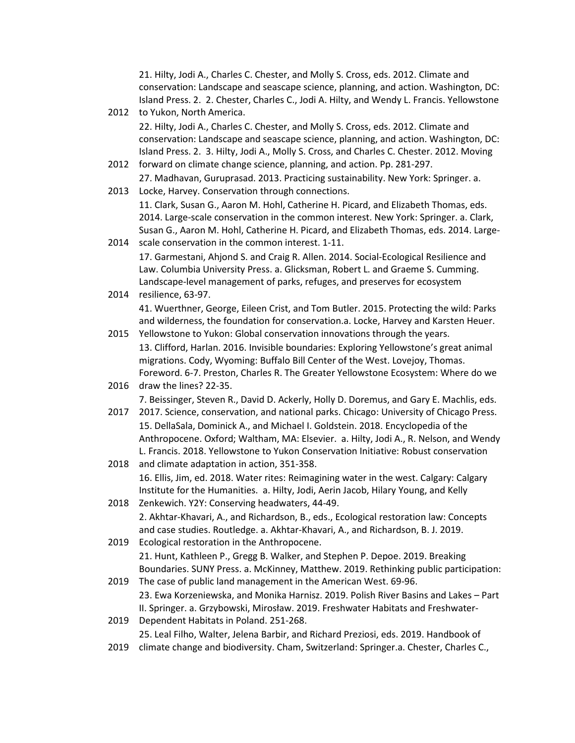2012 21. Hilty, Jodi A., Charles C. Chester, and Molly S. Cross, eds. 2012. Climate and conservation: Landscape and seascape science, planning, and action. Washington, DC: Island Press. 2. 2. Chester, Charles C., Jodi A. Hilty, and Wendy L. Francis. Yellowstone to Yukon, North America.

2012 22. Hilty, Jodi A., Charles C. Chester, and Molly S. Cross, eds. 2012. Climate and conservation: Landscape and seascape science, planning, and action. Washington, DC: Island Press. 2. 3. Hilty, Jodi A., Molly S. Cross, and Charles C. Chester. 2012. Moving forward on climate change science, planning, and action. Pp. 281-297.

2013 27. Madhavan, Guruprasad. 2013. Practicing sustainability. New York: Springer. a. Locke, Harvey. Conservation through connections.

2014 11. Clark, Susan G., Aaron M. Hohl, Catherine H. Picard, and Elizabeth Thomas, eds. 2014. Large-scale conservation in the common interest. New York: Springer. a. Clark, Susan G., Aaron M. Hohl, Catherine H. Picard, and Elizabeth Thomas, eds. 2014. Large-scale conservation in the common interest. 1-11.

2014 17. Garmestani, Ahjond S. and Craig R. Allen. 2014. Social-Ecological Resilience and Law. Columbia University Press. a. Glicksman, Robert L. and Graeme S. Cumming. Landscape-level management of parks, refuges, and preserves for ecosystem resilience, 63-97.

2015 41. Wuerthner, George, Eileen Crist, and Tom Butler. 2015. Protecting the wild: Parks and wilderness, the foundation for conservation.a. Locke, Harvey and Karsten Heuer. Yellowstone to Yukon: Global conservation innovations through the years.

2016 13. Clifford, Harlan. 2016. Invisible boundaries: Exploring Yellowstone's great animal migrations. Cody, Wyoming: Buffalo Bill Center of the West. Lovejoy, Thomas. Foreword. 6-7. Preston, Charles R. The Greater Yellowstone Ecosystem: Where do we draw the lines? 22-35.

2017 7. Beissinger, Steven R., David D. Ackerly, Holly D. Doremus, and Gary E. Machlis, eds. 2017. Science, conservation, and national parks. Chicago: University of Chicago Press.

2018 15. DellaSala, Dominick A., and Michael I. Goldstein. 2018. Encyclopedia of the Anthropocene. Oxford; Waltham, MA: Elsevier. a. Hilty, Jodi A., R. Nelson, and Wendy L. Francis. 2018. Yellowstone to Yukon Conservation Initiative: Robust conservation and climate adaptation in action, 351-358.

2018 16. Ellis, Jim, ed. 2018. Water rites: Reimagining water in the west. Calgary: Calgary Institute for the Humanities. a. Hilty, Jodi, Aerin Jacob, Hilary Young, and Kelly Zenkewich. Y2Y: Conserving headwaters, 44-49.

2019 2. Akhtar-Khavari, A., and Richardson, B., eds., Ecological restoration law: Concepts and case studies. Routledge. a. Akhtar-Khavari, A., and Richardson, B. J. 2019. Ecological restoration in the Anthropocene.

2019 21. Hunt, Kathleen P., Gregg B. Walker, and Stephen P. Depoe. 2019. Breaking Boundaries. SUNY Press. a. McKinney, Matthew. 2019. Rethinking public participation: The case of public land management in the American West. 69-96.

2019 23. Ewa Korzeniewska, and Monika Harnisz. 2019. Polish River Basins and Lakes – Part II. Springer. a. Grzybowski, Mirosław. 2019. Freshwater Habitats and Freshwater-Dependent Habitats in Poland. 251-268.

2019 25. Leal Filho, Walter, Jelena Barbir, and Richard Preziosi, eds. 2019. Handbook of climate change and biodiversity. Cham, Switzerland: Springer.a. Chester, Charles C.,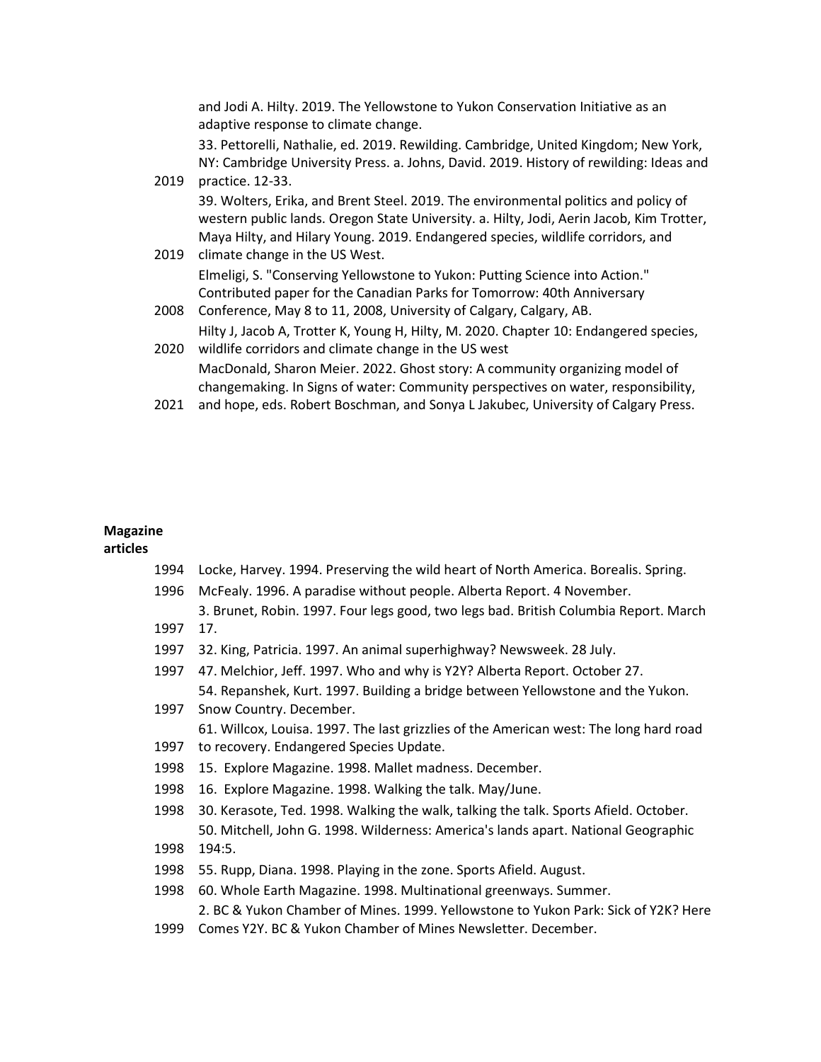| | |
|---|---|
| | and Jodi A. Hilty. 2019. The Yellowstone to Yukon Conservation Initiative as an adaptive response to climate change. |
| 2019 | 33. Pettorelli, Nathalie, ed. 2019. Rewilding. Cambridge, United Kingdom; New York, NY: Cambridge University Press. a. Johns, David. 2019. History of rewilding: Ideas and practice. 12-33. |
| 2019 | 39. Wolters, Erika, and Brent Steel. 2019. The environmental politics and policy of western public lands. Oregon State University. a. Hilty, Jodi, Aerin Jacob, Kim Trotter, Maya Hilty, and Hilary Young. 2019. Endangered species, wildlife corridors, and climate change in the US West. |
| 2008 | Elmeligi, S. "Conserving Yellowstone to Yukon: Putting Science into Action." Contributed paper for the Canadian Parks for Tomorrow: 40th Anniversary Conference, May 8 to 11, 2008, University of Calgary, Calgary, AB. |
| 2020 | Hilty J, Jacob A, Trotter K, Young H, Hilty, M. 2020. Chapter 10: Endangered species, wildlife corridors and climate change in the US west |
| 2021 | MacDonald, Sharon Meier. 2022. Ghost story: A community organizing model of changemaking. In Signs of water: Community perspectives on water, responsibility, and hope, eds. Robert Boschman, and Sonya L Jakubec, University of Calgary Press. |

**Magazine articles**

| | |
|---|---|
| 1994 | Locke, Harvey. 1994. Preserving the wild heart of North America. Borealis. Spring. |
| 1996 | McFealy. 1996. A paradise without people. Alberta Report. 4 November. |
| 1997 | 3. Brunet, Robin. 1997. Four legs good, two legs bad. British Columbia Report. March 17. |
| 1997 | 32. King, Patricia. 1997. An animal superhighway? Newsweek. 28 July. |
| 1997 | 47. Melchior, Jeff. 1997. Who and why is Y2Y? Alberta Report. October 27. |
| 1997 | 54. Repanshek, Kurt. 1997. Building a bridge between Yellowstone and the Yukon. Snow Country. December. |
| 1997 | 61. Willcox, Louisa. 1997. The last grizzlies of the American west: The long hard road to recovery. Endangered Species Update. |
| 1998 | 15. Explore Magazine. 1998. Mallet madness. December. |
| 1998 | 16. Explore Magazine. 1998. Walking the talk. May/June. |
| 1998 | 30. Kerasote, Ted. 1998. Walking the walk, talking the talk. Sports Afield. October. |
| 1998 | 50. Mitchell, John G. 1998. Wilderness: America's lands apart. National Geographic 194:5. |
| 1998 | 55. Rupp, Diana. 1998. Playing in the zone. Sports Afield. August. |
| 1998 | 60. Whole Earth Magazine. 1998. Multinational greenways. Summer. |
| 1999 | 2. BC & Yukon Chamber of Mines. 1999. Yellowstone to Yukon Park: Sick of Y2K? Here Comes Y2Y. BC & Yukon Chamber of Mines Newsletter. December. |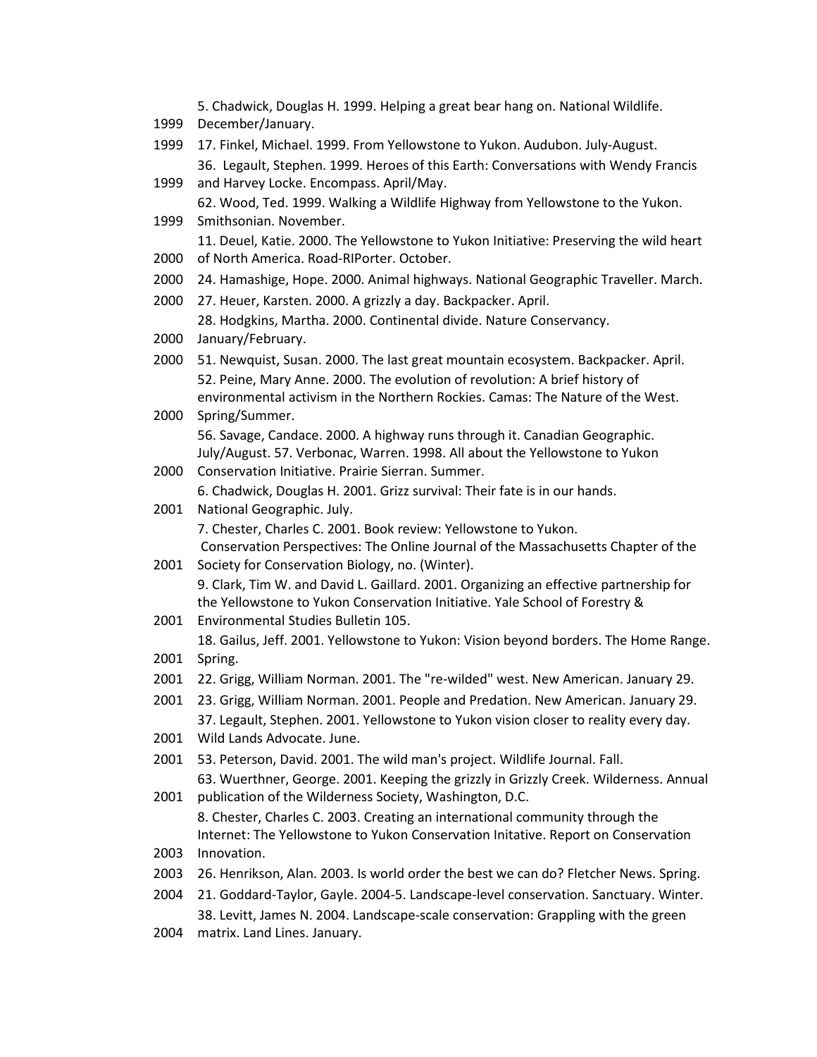| | |
|---|---|
| 1999 | 5. Chadwick, Douglas H. 1999. Helping a great bear hang on. National Wildlife. December/January. |
| 1999 | 17. Finkel, Michael. 1999. From Yellowstone to Yukon. Audubon. July-August. |
| 1999 | 36. Legault, Stephen. 1999. Heroes of this Earth: Conversations with Wendy Francis and Harvey Locke. Encompass. April/May. |
| 1999 | 62. Wood, Ted. 1999. Walking a Wildlife Highway from Yellowstone to the Yukon. Smithsonian. November. |
| 2000 | 11. Deuel, Katie. 2000. The Yellowstone to Yukon Initiative: Preserving the wild heart of North America. Road-RIPorter. October. |
| 2000 | 24. Hamashige, Hope. 2000. Animal highways. National Geographic Traveller. March. |
| 2000 | 27. Heuer, Karsten. 2000. A grizzly a day. Backpacker. April. |
| 2000 | 28. Hodgkins, Martha. 2000. Continental divide. Nature Conservancy. January/February. |
| 2000 | 51. Newquist, Susan. 2000. The last great mountain ecosystem. Backpacker. April. |
| 2000 | 52. Peine, Mary Anne. 2000. The evolution of revolution: A brief history of environmental activism in the Northern Rockies. Camas: The Nature of the West. Spring/Summer. |
| 2000 | 56. Savage, Candace. 2000. A highway runs through it. Canadian Geographic. July/August. 57. Verbonac, Warren. 1998. All about the Yellowstone to Yukon Conservation Initiative. Prairie Sierran. Summer. |
| 2001 | 6. Chadwick, Douglas H. 2001. Grizz survival: Their fate is in our hands. National Geographic. July. |
| 2001 | 7. Chester, Charles C. 2001. Book review: Yellowstone to Yukon. Conservation Perspectives: The Online Journal of the Massachusetts Chapter of the Society for Conservation Biology, no. (Winter). |
| 2001 | 9. Clark, Tim W. and David L. Gaillard. 2001. Organizing an effective partnership for the Yellowstone to Yukon Conservation Initiative. Yale School of Forestry & Environmental Studies Bulletin 105. |
| 2001 | 18. Gailus, Jeff. 2001. Yellowstone to Yukon: Vision beyond borders. The Home Range. Spring. |
| 2001 | 22. Grigg, William Norman. 2001. The "re-wilded" west. New American. January 29. |
| 2001 | 23. Grigg, William Norman. 2001. People and Predation. New American. January 29. |
| 2001 | 37. Legault, Stephen. 2001. Yellowstone to Yukon vision closer to reality every day. Wild Lands Advocate. June. |
| 2001 | 53. Peterson, David. 2001. The wild man's project. Wildlife Journal. Fall. |
| 2001 | 63. Wuerthner, George. 2001. Keeping the grizzly in Grizzly Creek. Wilderness. Annual publication of the Wilderness Society, Washington, D.C. |
| 2003 | 8. Chester, Charles C. 2003. Creating an international community through the Internet: The Yellowstone to Yukon Conservation Initative. Report on Conservation Innovation. |
| 2003 | 26. Henrikson, Alan. 2003. Is world order the best we can do? Fletcher News. Spring. |
| 2004 | 21. Goddard-Taylor, Gayle. 2004-5. Landscape-level conservation. Sanctuary. Winter. |
| 2004 | 38. Levitt, James N. 2004. Landscape-scale conservation: Grappling with the green matrix. Land Lines. January. |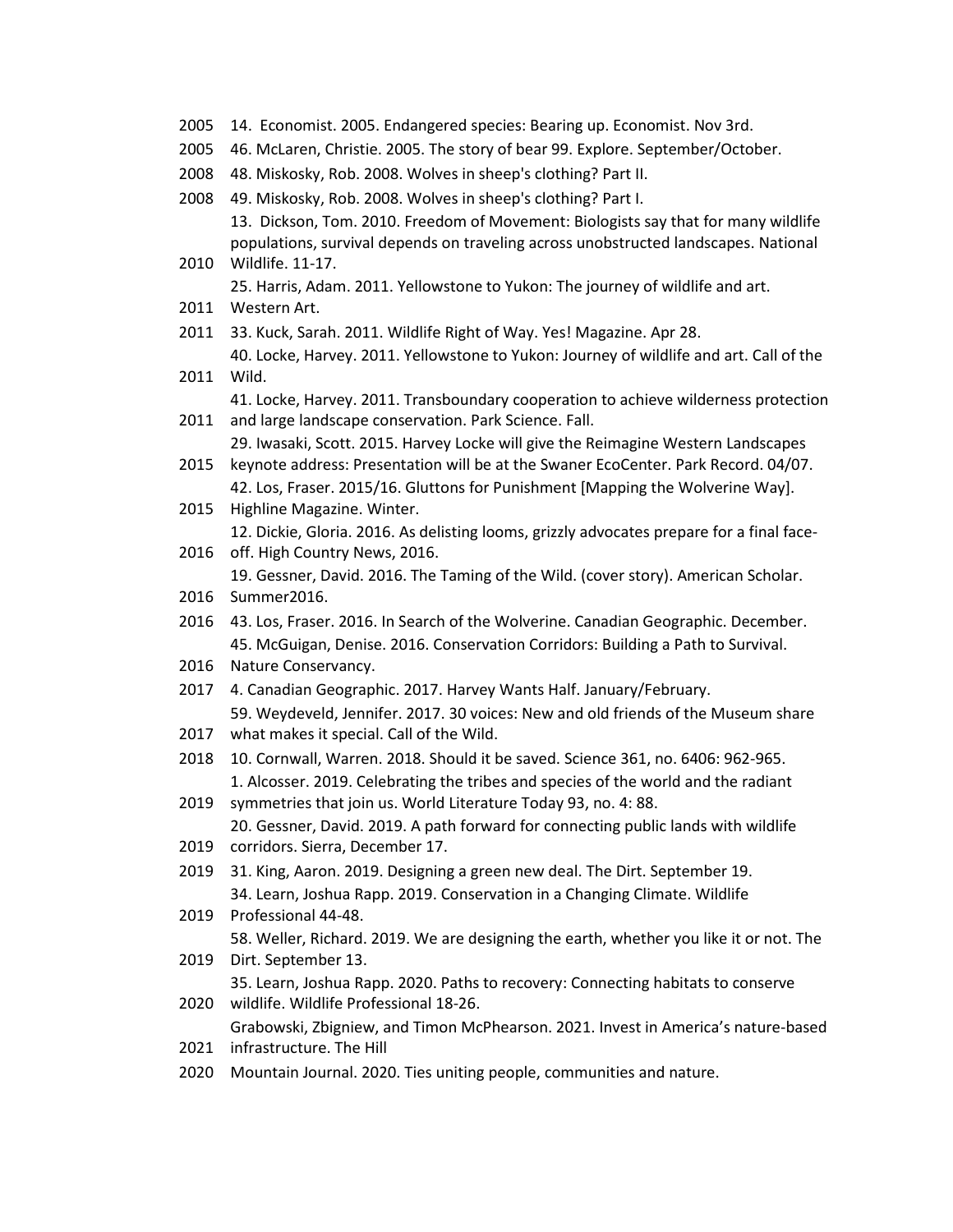2005 14. Economist. 2005. Endangered species: Bearing up. Economist. Nov 3rd.

2005 46. McLaren, Christie. 2005. The story of bear 99. Explore. September/October.

2008 48. Miskosky, Rob. 2008. Wolves in sheep's clothing? Part II.

2008 49. Miskosky, Rob. 2008. Wolves in sheep's clothing? Part I.

2010 13. Dickson, Tom. 2010. Freedom of Movement: Biologists say that for many wildlife populations, survival depends on traveling across unobstructed landscapes. National Wildlife. 11-17.

2011 25. Harris, Adam. 2011. Yellowstone to Yukon: The journey of wildlife and art. Western Art.

2011 33. Kuck, Sarah. 2011. Wildlife Right of Way. Yes! Magazine. Apr 28.

2011 40. Locke, Harvey. 2011. Yellowstone to Yukon: Journey of wildlife and art. Call of the Wild.

2011 41. Locke, Harvey. 2011. Transboundary cooperation to achieve wilderness protection and large landscape conservation. Park Science. Fall.

2015 29. Iwasaki, Scott. 2015. Harvey Locke will give the Reimagine Western Landscapes keynote address: Presentation will be at the Swaner EcoCenter. Park Record. 04/07.

2015 42. Los, Fraser. 2015/16. Gluttons for Punishment [Mapping the Wolverine Way]. Highline Magazine. Winter.

2016 12. Dickie, Gloria. 2016. As delisting looms, grizzly advocates prepare for a final face-off. High Country News, 2016.

2016 19. Gessner, David. 2016. The Taming of the Wild. (cover story). American Scholar. Summer2016.

2016 43. Los, Fraser. 2016. In Search of the Wolverine. Canadian Geographic. December.

2016 45. McGuigan, Denise. 2016. Conservation Corridors: Building a Path to Survival. Nature Conservancy.

2017 4. Canadian Geographic. 2017. Harvey Wants Half. January/February.

2017 59. Weydeveld, Jennifer. 2017. 30 voices: New and old friends of the Museum share what makes it special. Call of the Wild.

2018 10. Cornwall, Warren. 2018. Should it be saved. Science 361, no. 6406: 962-965.

2019 1. Alcosser. 2019. Celebrating the tribes and species of the world and the radiant symmetries that join us. World Literature Today 93, no. 4: 88.

2019 20. Gessner, David. 2019. A path forward for connecting public lands with wildlife corridors. Sierra, December 17.

2019 31. King, Aaron. 2019. Designing a green new deal. The Dirt. September 19.

2019 34. Learn, Joshua Rapp. 2019. Conservation in a Changing Climate. Wildlife Professional 44-48.

2019 58. Weller, Richard. 2019. We are designing the earth, whether you like it or not. The Dirt. September 13.

2020 35. Learn, Joshua Rapp. 2020. Paths to recovery: Connecting habitats to conserve wildlife. Wildlife Professional 18-26.

2021 Grabowski, Zbigniew, and Timon McPhearson. 2021. Invest in America's nature-based infrastructure. The Hill

2020 Mountain Journal. 2020. Ties uniting people, communities and nature.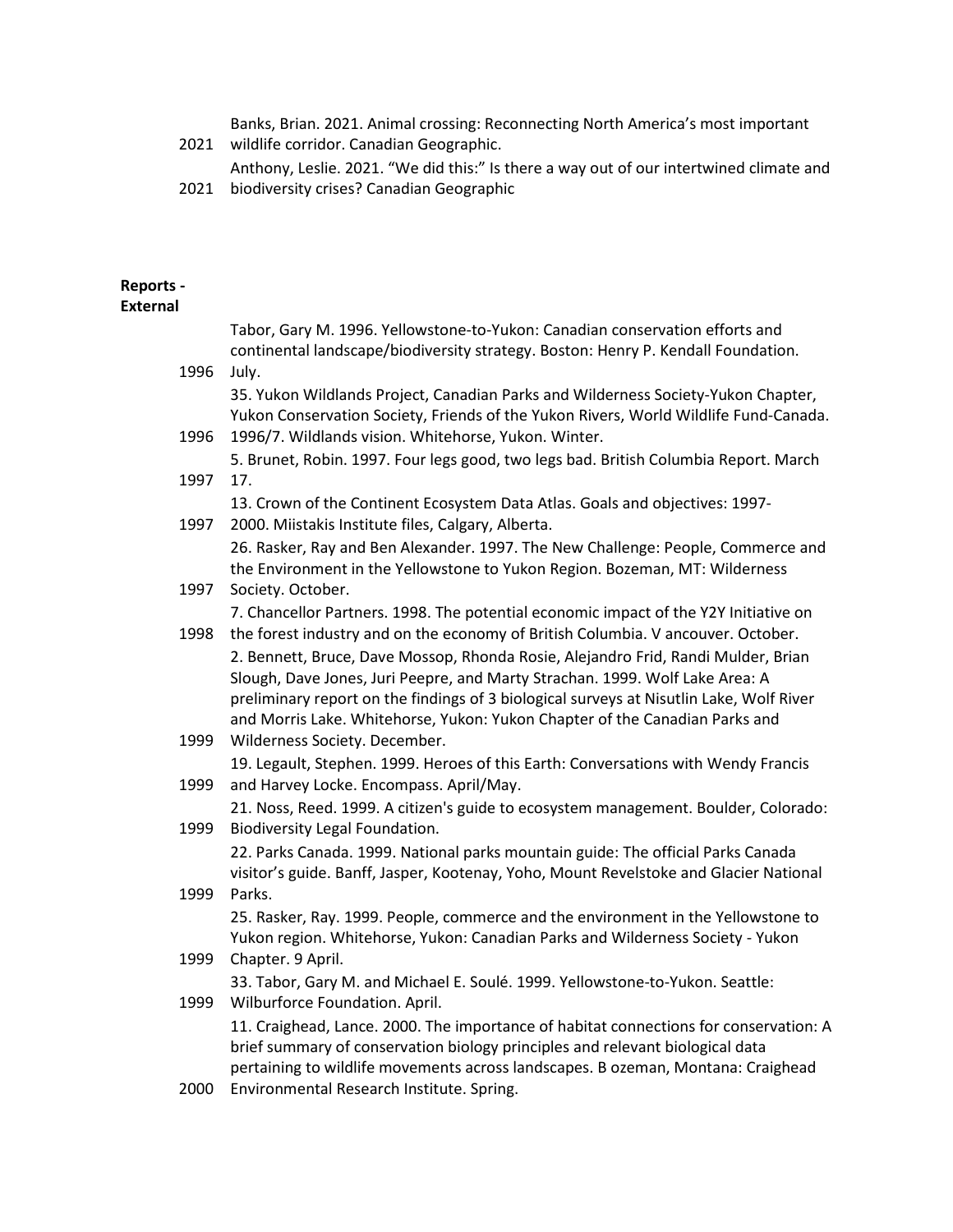| | |
|---|---|
| 2021 | Banks, Brian. 2021. Animal crossing: Reconnecting North America's most important wildlife corridor. Canadian Geographic. |
| 2021 | Anthony, Leslie. 2021. "We did this:" Is there a way out of our intertwined climate and biodiversity crises? Canadian Geographic |

**Reports - External**

| | |
|---|---|
| 1996 | Tabor, Gary M. 1996. Yellowstone-to-Yukon: Canadian conservation efforts and continental landscape/biodiversity strategy. Boston: Henry P. Kendall Foundation. July. |
| 1996 | 35. Yukon Wildlands Project, Canadian Parks and Wilderness Society-Yukon Chapter, Yukon Conservation Society, Friends of the Yukon Rivers, World Wildlife Fund-Canada. 1996/7. Wildlands vision. Whitehorse, Yukon. Winter. |
| 1997 | 5. Brunet, Robin. 1997. Four legs good, two legs bad. British Columbia Report. March 17. |
| 1997 | 13. Crown of the Continent Ecosystem Data Atlas. Goals and objectives: 1997-2000. Miistakis Institute files, Calgary, Alberta. |
| 1997 | 26. Rasker, Ray and Ben Alexander. 1997. The New Challenge: People, Commerce and the Environment in the Yellowstone to Yukon Region. Bozeman, MT: Wilderness Society. October. |
| 1998 | 7. Chancellor Partners. 1998. The potential economic impact of the Y2Y Initiative on the forest industry and on the economy of British Columbia. V ancouver. October. |
| 1999 | 2. Bennett, Bruce, Dave Mossop, Rhonda Rosie, Alejandro Frid, Randi Mulder, Brian Slough, Dave Jones, Juri Peepre, and Marty Strachan. 1999. Wolf Lake Area: A preliminary report on the findings of 3 biological surveys at Nisutlin Lake, Wolf River and Morris Lake. Whitehorse, Yukon: Yukon Chapter of the Canadian Parks and Wilderness Society. December. |
| 1999 | 19. Legault, Stephen. 1999. Heroes of this Earth: Conversations with Wendy Francis and Harvey Locke. Encompass. April/May. |
| 1999 | 21. Noss, Reed. 1999. A citizen's guide to ecosystem management. Boulder, Colorado: Biodiversity Legal Foundation. |
| 1999 | 22. Parks Canada. 1999. National parks mountain guide: The official Parks Canada visitor's guide. Banff, Jasper, Kootenay, Yoho, Mount Revelstoke and Glacier National Parks. |
| 1999 | 25. Rasker, Ray. 1999. People, commerce and the environment in the Yellowstone to Yukon region. Whitehorse, Yukon: Canadian Parks and Wilderness Society - Yukon Chapter. 9 April. |
| 1999 | 33. Tabor, Gary M. and Michael E. Soulé. 1999. Yellowstone-to-Yukon. Seattle: Wilburforce Foundation. April. |
| 2000 | 11. Craighead, Lance. 2000. The importance of habitat connections for conservation: A brief summary of conservation biology principles and relevant biological data pertaining to wildlife movements across landscapes. B ozeman, Montana: Craighead Environmental Research Institute. Spring. |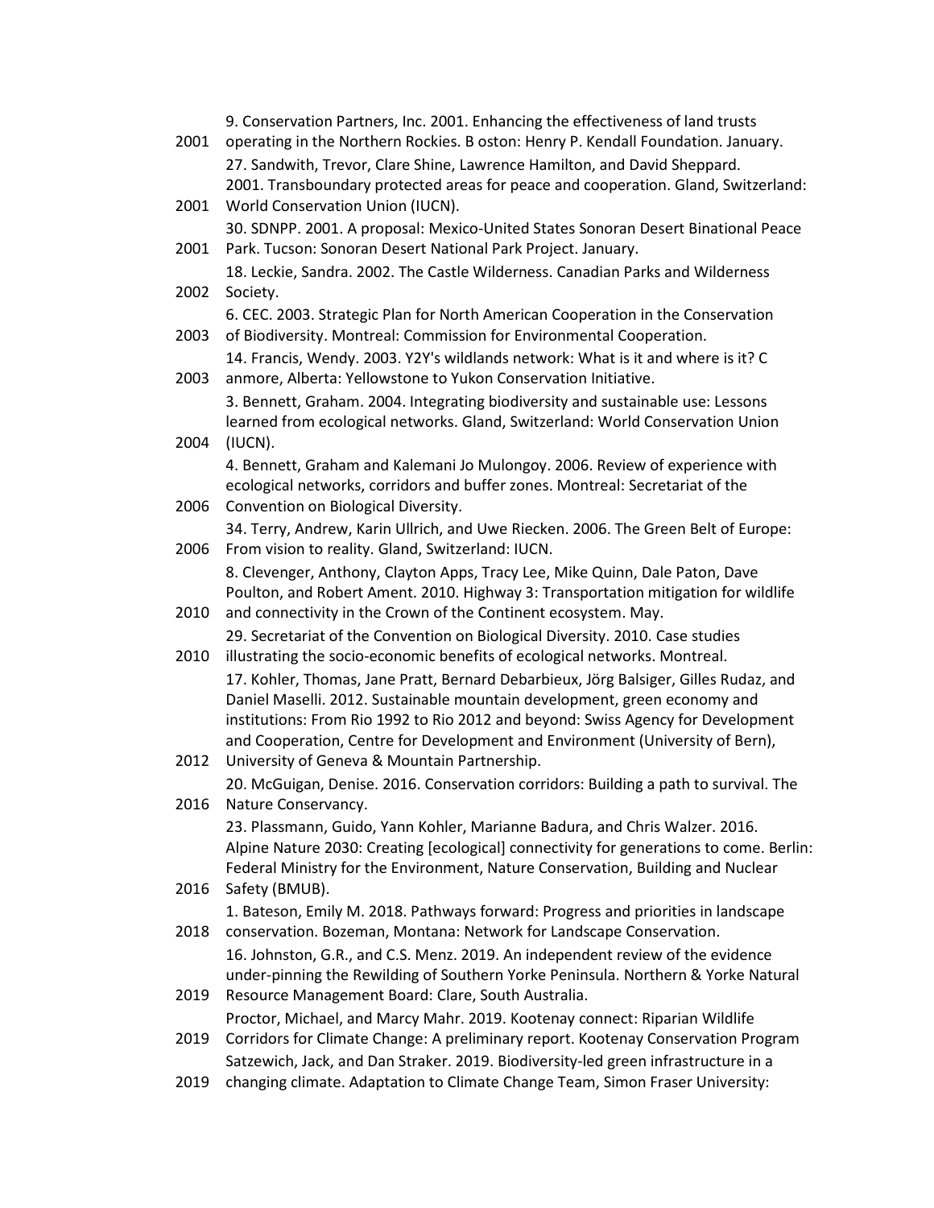| Year | Reference |
|---|---|
| 2001 | 9. Conservation Partners, Inc. 2001. Enhancing the effectiveness of land trusts operating in the Northern Rockies. B oston: Henry P. Kendall Foundation. January. |
| 2001 | 27. Sandwith, Trevor, Clare Shine, Lawrence Hamilton, and David Sheppard. 2001. Transboundary protected areas for peace and cooperation. Gland, Switzerland: World Conservation Union (IUCN). |
| 2001 | 30. SDNPP. 2001. A proposal: Mexico-United States Sonoran Desert Binational Peace Park. Tucson: Sonoran Desert National Park Project. January. |
| 2002 | 18. Leckie, Sandra. 2002. The Castle Wilderness. Canadian Parks and Wilderness Society. |
| 2003 | 6. CEC. 2003. Strategic Plan for North American Cooperation in the Conservation of Biodiversity. Montreal: Commission for Environmental Cooperation. |
| 2003 | 14. Francis, Wendy. 2003. Y2Y's wildlands network: What is it and where is it? C anmore, Alberta: Yellowstone to Yukon Conservation Initiative. |
| 2004 | 3. Bennett, Graham. 2004. Integrating biodiversity and sustainable use: Lessons learned from ecological networks. Gland, Switzerland: World Conservation Union (IUCN). |
| 2006 | 4. Bennett, Graham and Kalemani Jo Mulongoy. 2006. Review of experience with ecological networks, corridors and buffer zones. Montreal: Secretariat of the Convention on Biological Diversity. |
| 2006 | 34. Terry, Andrew, Karin Ullrich, and Uwe Riecken. 2006. The Green Belt of Europe: From vision to reality. Gland, Switzerland: IUCN. |
| 2010 | 8. Clevenger, Anthony, Clayton Apps, Tracy Lee, Mike Quinn, Dale Paton, Dave Poulton, and Robert Ament. 2010. Highway 3: Transportation mitigation for wildlife and connectivity in the Crown of the Continent ecosystem. May. |
| 2010 | 29. Secretariat of the Convention on Biological Diversity. 2010. Case studies illustrating the socio-economic benefits of ecological networks. Montreal. |
| 2012 | 17. Kohler, Thomas, Jane Pratt, Bernard Debarbieux, Jörg Balsiger, Gilles Rudaz, and Daniel Maselli. 2012. Sustainable mountain development, green economy and institutions: From Rio 1992 to Rio 2012 and beyond: Swiss Agency for Development and Cooperation, Centre for Development and Environment (University of Bern), University of Geneva & Mountain Partnership. |
| 2016 | 20. McGuigan, Denise. 2016. Conservation corridors: Building a path to survival. The Nature Conservancy. |
| 2016 | 23. Plassmann, Guido, Yann Kohler, Marianne Badura, and Chris Walzer. 2016. Alpine Nature 2030: Creating [ecological] connectivity for generations to come. Berlin: Federal Ministry for the Environment, Nature Conservation, Building and Nuclear Safety (BMUB). |
| 2018 | 1. Bateson, Emily M. 2018. Pathways forward: Progress and priorities in landscape conservation. Bozeman, Montana: Network for Landscape Conservation. |
| 2019 | 16. Johnston, G.R., and C.S. Menz. 2019. An independent review of the evidence under-pinning the Rewilding of Southern Yorke Peninsula. Northern & Yorke Natural Resource Management Board: Clare, South Australia. |
| 2019 | Proctor, Michael, and Marcy Mahr. 2019. Kootenay connect: Riparian Wildlife Corridors for Climate Change: A preliminary report. Kootenay Conservation Program |
| 2019 | Satzewich, Jack, and Dan Straker. 2019. Biodiversity-led green infrastructure in a changing climate. Adaptation to Climate Change Team, Simon Fraser University: |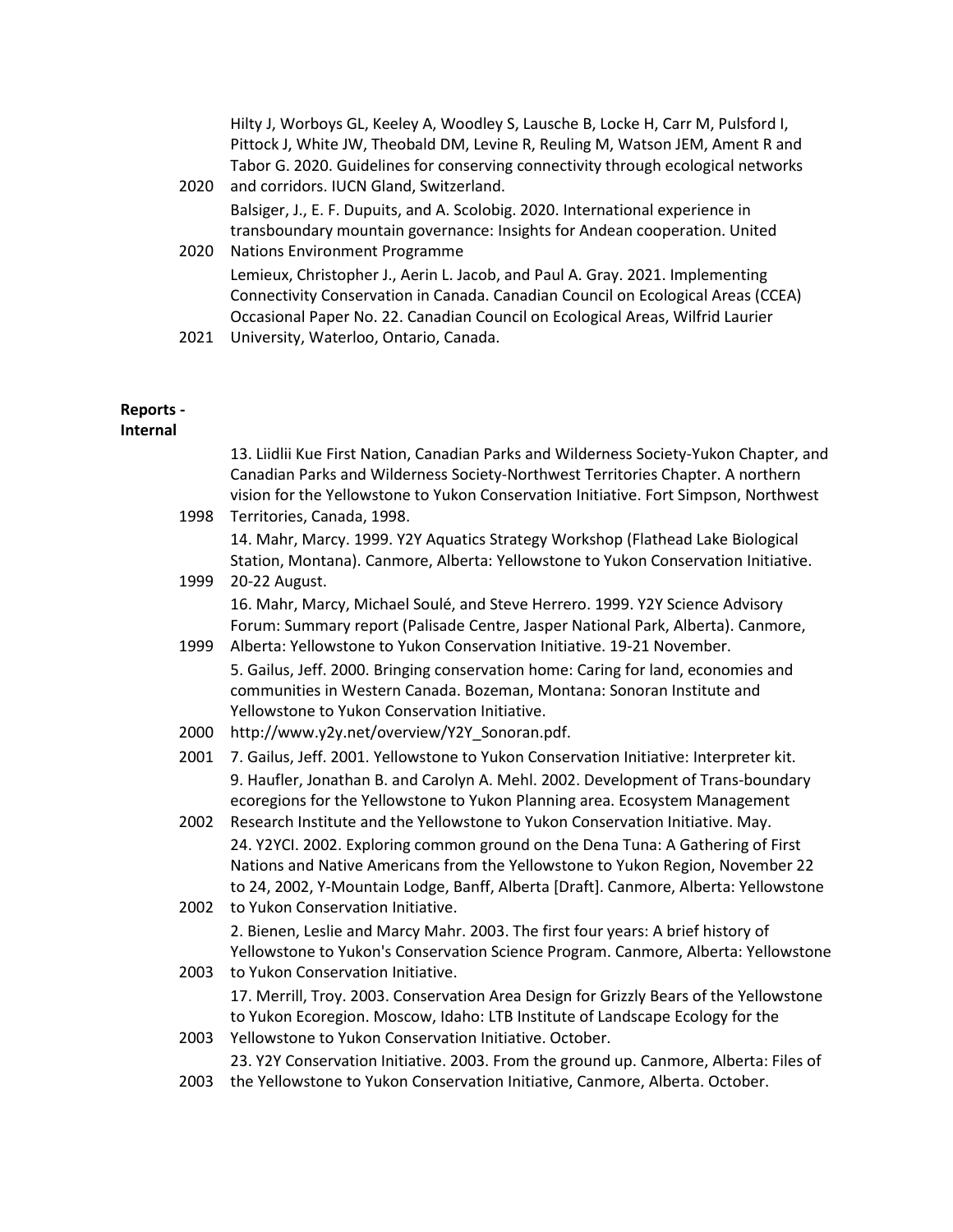| | |
|---|---|
| 2020 | Hilty J, Worboys GL, Keeley A, Woodley S, Lausche B, Locke H, Carr M, Pulsford I, Pittock J, White JW, Theobald DM, Levine R, Reuling M, Watson JEM, Ament R and Tabor G. 2020. Guidelines for conserving connectivity through ecological networks and corridors. IUCN Gland, Switzerland. |
| 2020 | Balsiger, J., E. F. Dupuits, and A. Scolobig. 2020. International experience in transboundary mountain governance: Insights for Andean cooperation. United Nations Environment Programme |
| 2021 | Lemieux, Christopher J., Aerin L. Jacob, and Paul A. Gray. 2021. Implementing Connectivity Conservation in Canada. Canadian Council on Ecological Areas (CCEA) Occasional Paper No. 22. Canadian Council on Ecological Areas, Wilfrid Laurier University, Waterloo, Ontario, Canada. |

**Reports - Internal**

| | |
|---|---|
| 1998 | 13. Liidlii Kue First Nation, Canadian Parks and Wilderness Society-Yukon Chapter, and Canadian Parks and Wilderness Society-Northwest Territories Chapter. A northern vision for the Yellowstone to Yukon Conservation Initiative. Fort Simpson, Northwest Territories, Canada, 1998. |
| 1999 | 14. Mahr, Marcy. 1999. Y2Y Aquatics Strategy Workshop (Flathead Lake Biological Station, Montana). Canmore, Alberta: Yellowstone to Yukon Conservation Initiative. 20-22 August. |
| 1999 | 16. Mahr, Marcy, Michael Soulé, and Steve Herrero. 1999. Y2Y Science Advisory Forum: Summary report (Palisade Centre, Jasper National Park, Alberta). Canmore, Alberta: Yellowstone to Yukon Conservation Initiative. 19-21 November. |
| 2000 | 5. Gailus, Jeff. 2000. Bringing conservation home: Caring for land, economies and communities in Western Canada. Bozeman, Montana: Sonoran Institute and Yellowstone to Yukon Conservation Initiative. http://www.y2y.net/overview/Y2Y_Sonoran.pdf. |
| 2001 | 7. Gailus, Jeff. 2001. Yellowstone to Yukon Conservation Initiative: Interpreter kit. |
| 2002 | 9. Haufler, Jonathan B. and Carolyn A. Mehl. 2002. Development of Trans-boundary ecoregions for the Yellowstone to Yukon Planning area. Ecosystem Management Research Institute and the Yellowstone to Yukon Conservation Initiative. May. |
| 2002 | 24. Y2YCI. 2002. Exploring common ground on the Dena Tuna: A Gathering of First Nations and Native Americans from the Yellowstone to Yukon Region, November 22 to 24, 2002, Y-Mountain Lodge, Banff, Alberta [Draft]. Canmore, Alberta: Yellowstone to Yukon Conservation Initiative. |
| 2003 | 2. Bienen, Leslie and Marcy Mahr. 2003. The first four years: A brief history of Yellowstone to Yukon's Conservation Science Program. Canmore, Alberta: Yellowstone to Yukon Conservation Initiative. |
| 2003 | 17. Merrill, Troy. 2003. Conservation Area Design for Grizzly Bears of the Yellowstone to Yukon Ecoregion. Moscow, Idaho: LTB Institute of Landscape Ecology for the Yellowstone to Yukon Conservation Initiative. October. |
| 2003 | 23. Y2Y Conservation Initiative. 2003. From the ground up. Canmore, Alberta: Files of the Yellowstone to Yukon Conservation Initiative, Canmore, Alberta. October. |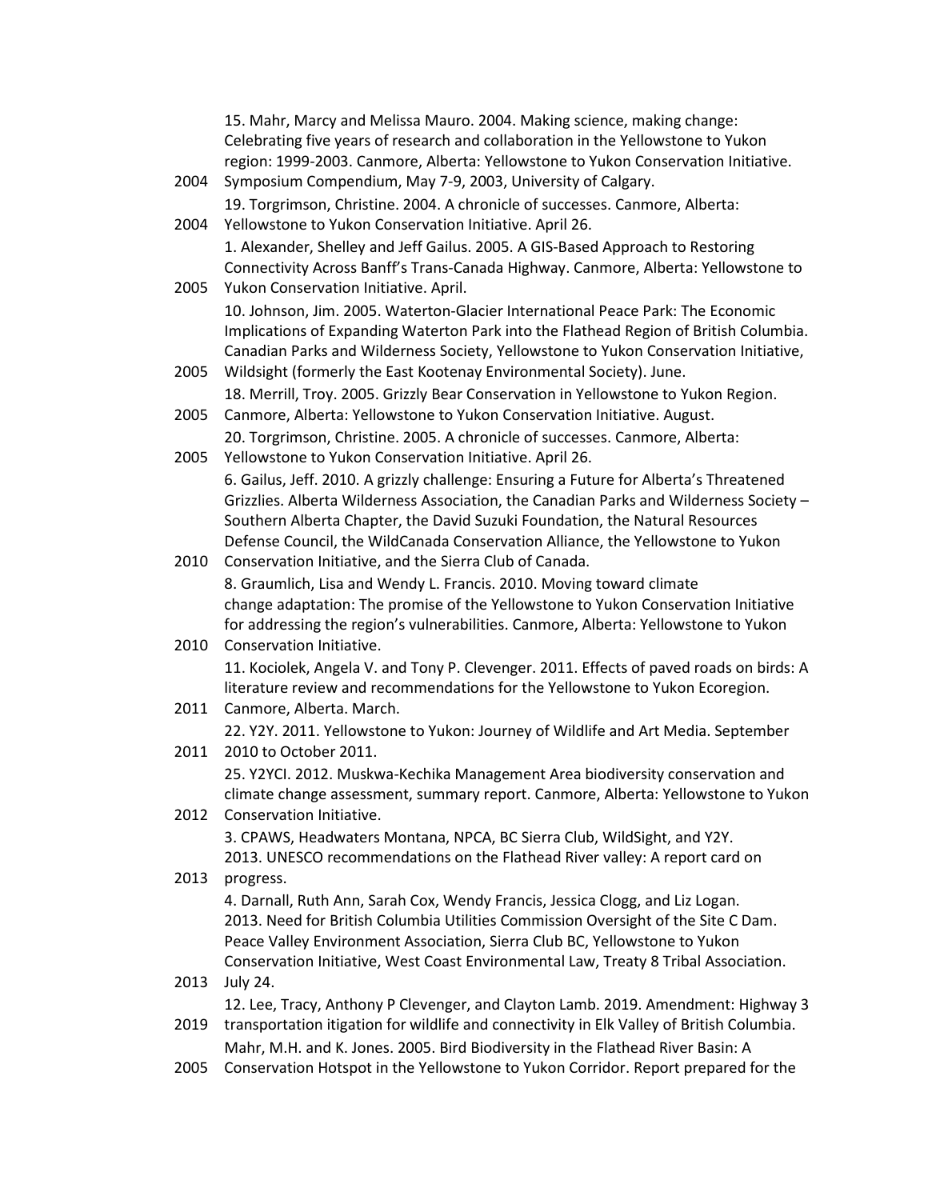| | |
|---|---|
| 2004 | 15. Mahr, Marcy and Melissa Mauro. 2004. Making science, making change: Celebrating five years of research and collaboration in the Yellowstone to Yukon region: 1999-2003. Canmore, Alberta: Yellowstone to Yukon Conservation Initiative. Symposium Compendium, May 7-9, 2003, University of Calgary. |
| 2004 | 19. Torgrimson, Christine. 2004. A chronicle of successes. Canmore, Alberta: Yellowstone to Yukon Conservation Initiative. April 26. |
| 2005 | 1. Alexander, Shelley and Jeff Gailus. 2005. A GIS-Based Approach to Restoring Connectivity Across Banff's Trans-Canada Highway. Canmore, Alberta: Yellowstone to Yukon Conservation Initiative. April. |
| 2005 | 10. Johnson, Jim. 2005. Waterton-Glacier International Peace Park: The Economic Implications of Expanding Waterton Park into the Flathead Region of British Columbia. Canadian Parks and Wilderness Society, Yellowstone to Yukon Conservation Initiative, Wildsight (formerly the East Kootenay Environmental Society). June. |
| 2005 | 18. Merrill, Troy. 2005. Grizzly Bear Conservation in Yellowstone to Yukon Region. Canmore, Alberta: Yellowstone to Yukon Conservation Initiative. August. |
| 2005 | 20. Torgrimson, Christine. 2005. A chronicle of successes. Canmore, Alberta: Yellowstone to Yukon Conservation Initiative. April 26. |
| 2010 | 6. Gailus, Jeff. 2010. A grizzly challenge: Ensuring a Future for Alberta's Threatened Grizzlies. Alberta Wilderness Association, the Canadian Parks and Wilderness Society – Southern Alberta Chapter, the David Suzuki Foundation, the Natural Resources Defense Council, the WildCanada Conservation Alliance, the Yellowstone to Yukon Conservation Initiative, and the Sierra Club of Canada. |
| 2010 | 8. Graumlich, Lisa and Wendy L. Francis. 2010. Moving toward climate change adaptation: The promise of the Yellowstone to Yukon Conservation Initiative for addressing the region's vulnerabilities. Canmore, Alberta: Yellowstone to Yukon Conservation Initiative. |
| 2011 | 11. Kociolek, Angela V. and Tony P. Clevenger. 2011. Effects of paved roads on birds: A literature review and recommendations for the Yellowstone to Yukon Ecoregion. Canmore, Alberta. March. |
| 2011 | 22. Y2Y. 2011. Yellowstone to Yukon: Journey of Wildlife and Art Media. September 2010 to October 2011. |
| 2012 | 25. Y2YCI. 2012. Muskwa-Kechika Management Area biodiversity conservation and climate change assessment, summary report. Canmore, Alberta: Yellowstone to Yukon Conservation Initiative. |
| 2013 | 3. CPAWS, Headwaters Montana, NPCA, BC Sierra Club, WildSight, and Y2Y. 2013. UNESCO recommendations on the Flathead River valley: A report card on progress. |
| 2013 | 4. Darnall, Ruth Ann, Sarah Cox, Wendy Francis, Jessica Clogg, and Liz Logan. 2013. Need for British Columbia Utilities Commission Oversight of the Site C Dam. Peace Valley Environment Association, Sierra Club BC, Yellowstone to Yukon Conservation Initiative, West Coast Environmental Law, Treaty 8 Tribal Association. July 24. |
| 2019 | 12. Lee, Tracy, Anthony P Clevenger, and Clayton Lamb. 2019. Amendment: Highway 3 transportation itigation for wildlife and connectivity in Elk Valley of British Columbia. |
| 2005 | Mahr, M.H. and K. Jones. 2005. Bird Biodiversity in the Flathead River Basin: A Conservation Hotspot in the Yellowstone to Yukon Corridor. Report prepared for the |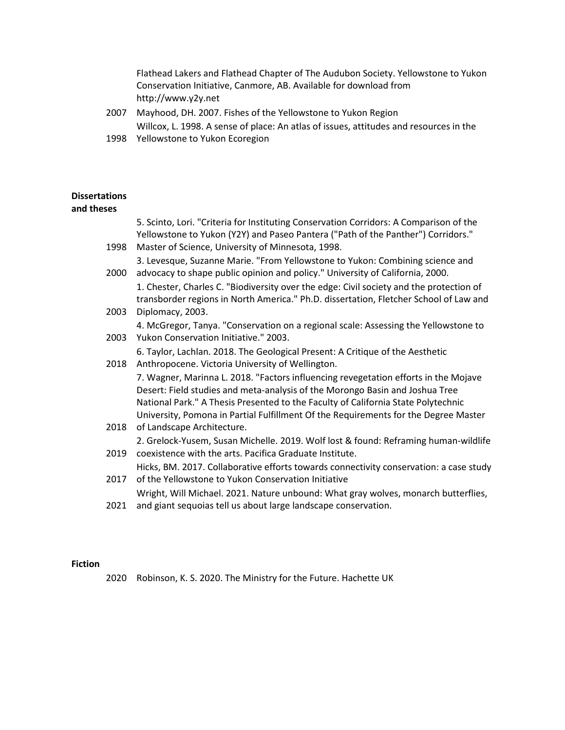Flathead Lakers and Flathead Chapter of The Audubon Society. Yellowstone to Yukon Conservation Initiative, Canmore, AB. Available for download from http://www.y2y.net

2007 Mayhood, DH. 2007. Fishes of the Yellowstone to Yukon Region

1998 Willcox, L. 1998. A sense of place: An atlas of issues, attitudes and resources in the Yellowstone to Yukon Ecoregion

**Dissertations and theses**

1998 5. Scinto, Lori. "Criteria for Instituting Conservation Corridors: A Comparison of the Yellowstone to Yukon (Y2Y) and Paseo Pantera ("Path of the Panther") Corridors." Master of Science, University of Minnesota, 1998.

2000 3. Levesque, Suzanne Marie. "From Yellowstone to Yukon: Combining science and advocacy to shape public opinion and policy." University of California, 2000.

2003 1. Chester, Charles C. "Biodiversity over the edge: Civil society and the protection of transborder regions in North America." Ph.D. dissertation, Fletcher School of Law and Diplomacy, 2003.

2003 4. McGregor, Tanya. "Conservation on a regional scale: Assessing the Yellowstone to Yukon Conservation Initiative." 2003.

2018 6. Taylor, Lachlan. 2018. The Geological Present: A Critique of the Aesthetic Anthropocene. Victoria University of Wellington.

2018 7. Wagner, Marinna L. 2018. "Factors influencing revegetation efforts in the Mojave Desert: Field studies and meta-analysis of the Morongo Basin and Joshua Tree National Park." A Thesis Presented to the Faculty of California State Polytechnic University, Pomona in Partial Fulfillment Of the Requirements for the Degree Master of Landscape Architecture.

2019 2. Grelock-Yusem, Susan Michelle. 2019. Wolf lost & found: Reframing human-wildlife coexistence with the arts. Pacifica Graduate Institute.

2017 Hicks, BM. 2017. Collaborative efforts towards connectivity conservation: a case study of the Yellowstone to Yukon Conservation Initiative

2021 Wright, Will Michael. 2021. Nature unbound: What gray wolves, monarch butterflies, and giant sequoias tell us about large landscape conservation.

**Fiction**

2020 Robinson, K. S. 2020. The Ministry for the Future. Hachette UK